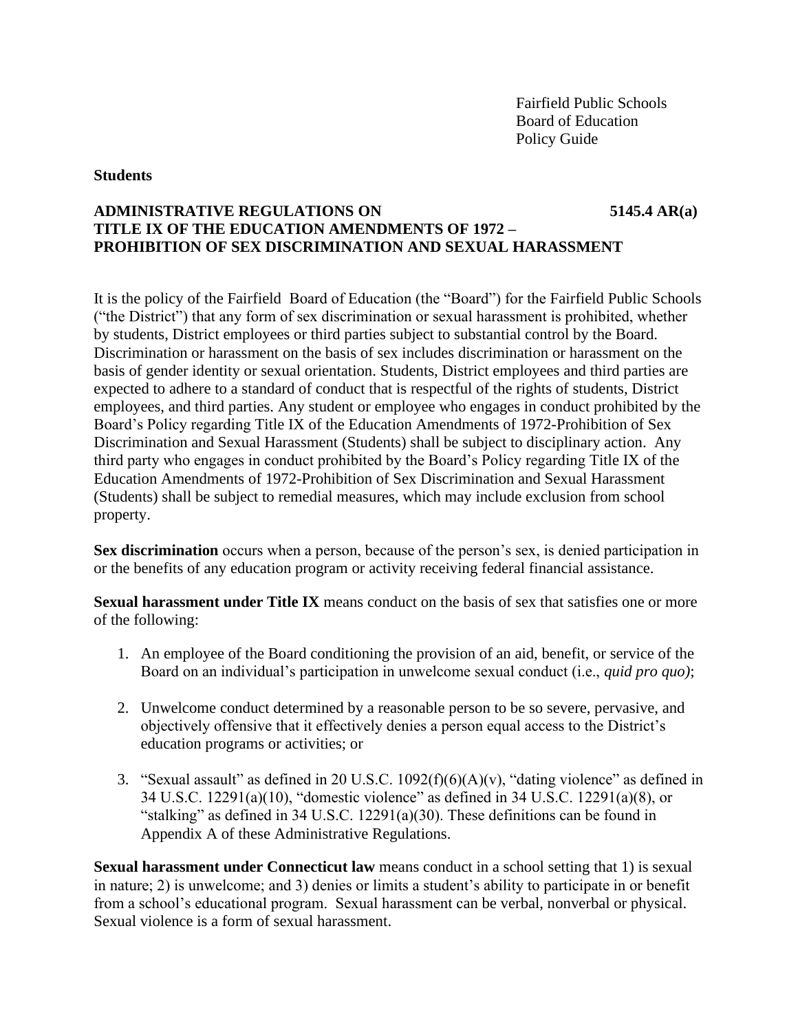Fairfield Public Schools
Board of Education
Policy Guide

**Students**

**ADMINISTRATIVE REGULATIONS ON TITLE IX OF THE EDUCATION AMENDMENTS OF 1972 – PROHIBITION OF SEX DISCRIMINATION AND SEXUAL HARASSMENT** **5145.4 AR(a)**

It is the policy of the Fairfield Board of Education (the "Board") for the Fairfield Public Schools ("the District") that any form of sex discrimination or sexual harassment is prohibited, whether by students, District employees or third parties subject to substantial control by the Board. Discrimination or harassment on the basis of sex includes discrimination or harassment on the basis of gender identity or sexual orientation. Students, District employees and third parties are expected to adhere to a standard of conduct that is respectful of the rights of students, District employees, and third parties. Any student or employee who engages in conduct prohibited by the Board's Policy regarding Title IX of the Education Amendments of 1972-Prohibition of Sex Discrimination and Sexual Harassment (Students) shall be subject to disciplinary action. Any third party who engages in conduct prohibited by the Board's Policy regarding Title IX of the Education Amendments of 1972-Prohibition of Sex Discrimination and Sexual Harassment (Students) shall be subject to remedial measures, which may include exclusion from school property.

**Sex discrimination** occurs when a person, because of the person's sex, is denied participation in or the benefits of any education program or activity receiving federal financial assistance.

**Sexual harassment under Title IX** means conduct on the basis of sex that satisfies one or more of the following:

1. An employee of the Board conditioning the provision of an aid, benefit, or service of the Board on an individual's participation in unwelcome sexual conduct (i.e., *quid pro quo)*;

2. Unwelcome conduct determined by a reasonable person to be so severe, pervasive, and objectively offensive that it effectively denies a person equal access to the District's education programs or activities; or

3. "Sexual assault" as defined in 20 U.S.C. 1092(f)(6)(A)(v), "dating violence" as defined in 34 U.S.C. 12291(a)(10), "domestic violence" as defined in 34 U.S.C. 12291(a)(8), or "stalking" as defined in 34 U.S.C. 12291(a)(30). These definitions can be found in Appendix A of these Administrative Regulations.

**Sexual harassment under Connecticut law** means conduct in a school setting that 1) is sexual in nature; 2) is unwelcome; and 3) denies or limits a student's ability to participate in or benefit from a school's educational program. Sexual harassment can be verbal, nonverbal or physical. Sexual violence is a form of sexual harassment.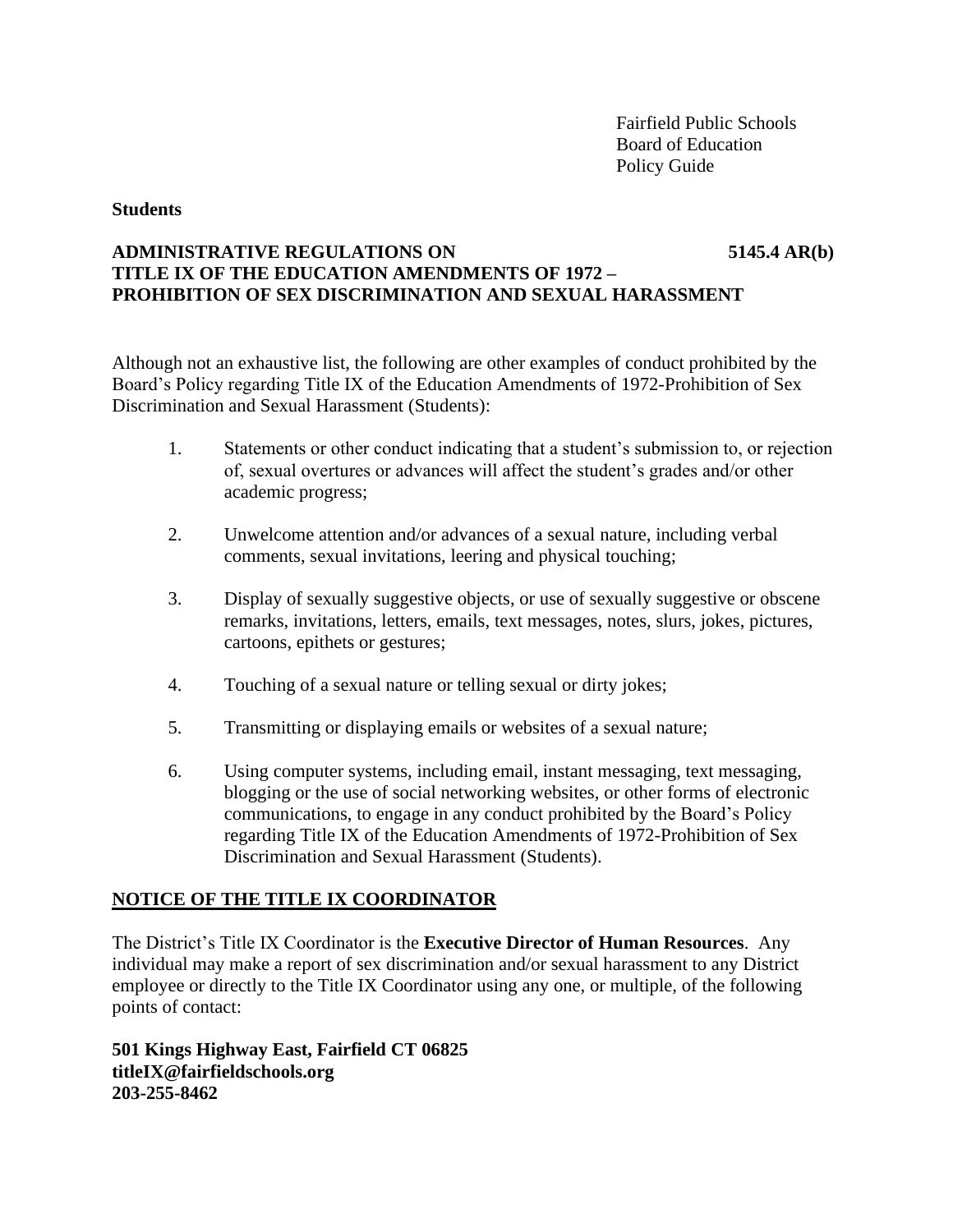Fairfield Public Schools
Board of Education
Policy Guide

**Students**

**ADMINISTRATIVE REGULATIONS ON TITLE IX OF THE EDUCATION AMENDMENTS OF 1972 – PROHIBITION OF SEX DISCRIMINATION AND SEXUAL HARASSMENT** **5145.4 AR(b)**

Although not an exhaustive list, the following are other examples of conduct prohibited by the Board's Policy regarding Title IX of the Education Amendments of 1972-Prohibition of Sex Discrimination and Sexual Harassment (Students):

1. Statements or other conduct indicating that a student's submission to, or rejection of, sexual overtures or advances will affect the student's grades and/or other academic progress;

2. Unwelcome attention and/or advances of a sexual nature, including verbal comments, sexual invitations, leering and physical touching;

3. Display of sexually suggestive objects, or use of sexually suggestive or obscene remarks, invitations, letters, emails, text messages, notes, slurs, jokes, pictures, cartoons, epithets or gestures;

4. Touching of a sexual nature or telling sexual or dirty jokes;

5. Transmitting or displaying emails or websites of a sexual nature;

6. Using computer systems, including email, instant messaging, text messaging, blogging or the use of social networking websites, or other forms of electronic communications, to engage in any conduct prohibited by the Board's Policy regarding Title IX of the Education Amendments of 1972-Prohibition of Sex Discrimination and Sexual Harassment (Students).

## NOTICE OF THE TITLE IX COORDINATOR

The District's Title IX Coordinator is the **Executive Director of Human Resources**. Any individual may make a report of sex discrimination and/or sexual harassment to any District employee or directly to the Title IX Coordinator using any one, or multiple, of the following points of contact:

**501 Kings Highway East, Fairfield CT 06825**
**titleIX@fairfieldschools.org**
**203-255-8462**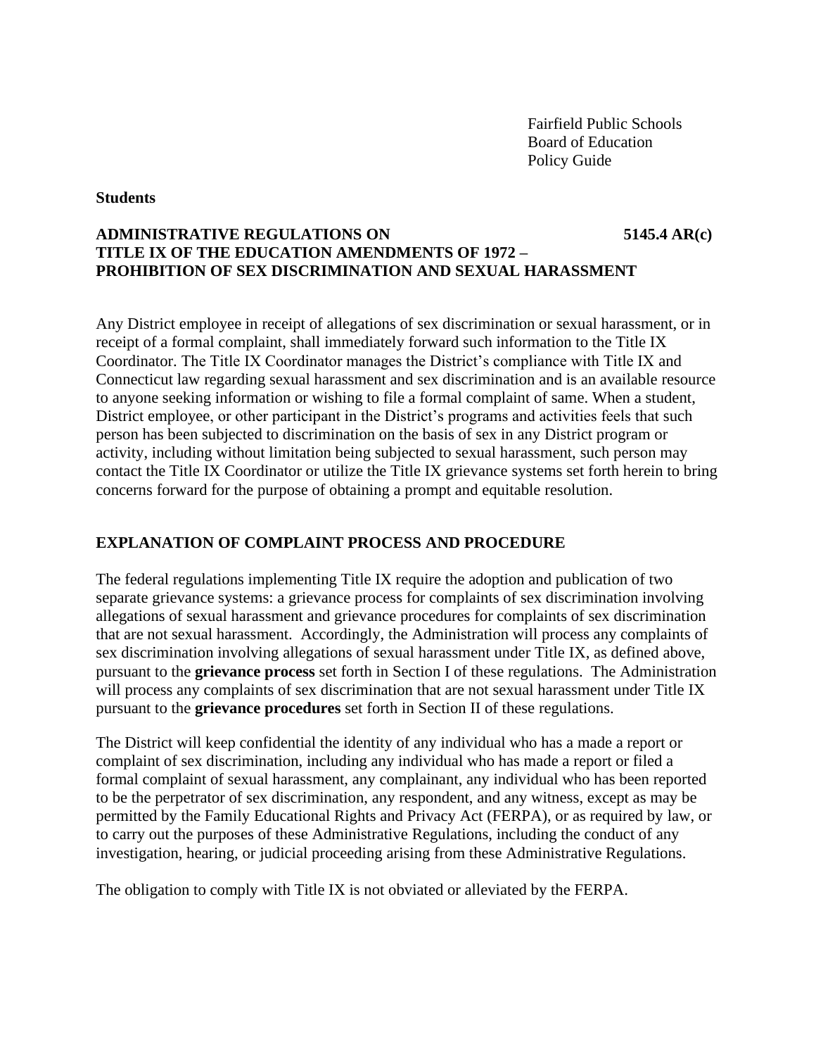Fairfield Public Schools
Board of Education
Policy Guide

**Students**

**ADMINISTRATIVE REGULATIONS ON TITLE IX OF THE EDUCATION AMENDMENTS OF 1972 – PROHIBITION OF SEX DISCRIMINATION AND SEXUAL HARASSMENT** **5145.4 AR(c)**

Any District employee in receipt of allegations of sex discrimination or sexual harassment, or in receipt of a formal complaint, shall immediately forward such information to the Title IX Coordinator. The Title IX Coordinator manages the District's compliance with Title IX and Connecticut law regarding sexual harassment and sex discrimination and is an available resource to anyone seeking information or wishing to file a formal complaint of same. When a student, District employee, or other participant in the District's programs and activities feels that such person has been subjected to discrimination on the basis of sex in any District program or activity, including without limitation being subjected to sexual harassment, such person may contact the Title IX Coordinator or utilize the Title IX grievance systems set forth herein to bring concerns forward for the purpose of obtaining a prompt and equitable resolution.

## EXPLANATION OF COMPLAINT PROCESS AND PROCEDURE

The federal regulations implementing Title IX require the adoption and publication of two separate grievance systems: a grievance process for complaints of sex discrimination involving allegations of sexual harassment and grievance procedures for complaints of sex discrimination that are not sexual harassment. Accordingly, the Administration will process any complaints of sex discrimination involving allegations of sexual harassment under Title IX, as defined above, pursuant to the **grievance process** set forth in Section I of these regulations. The Administration will process any complaints of sex discrimination that are not sexual harassment under Title IX pursuant to the **grievance procedures** set forth in Section II of these regulations.

The District will keep confidential the identity of any individual who has a made a report or complaint of sex discrimination, including any individual who has made a report or filed a formal complaint of sexual harassment, any complainant, any individual who has been reported to be the perpetrator of sex discrimination, any respondent, and any witness, except as may be permitted by the Family Educational Rights and Privacy Act (FERPA), or as required by law, or to carry out the purposes of these Administrative Regulations, including the conduct of any investigation, hearing, or judicial proceeding arising from these Administrative Regulations.

The obligation to comply with Title IX is not obviated or alleviated by the FERPA.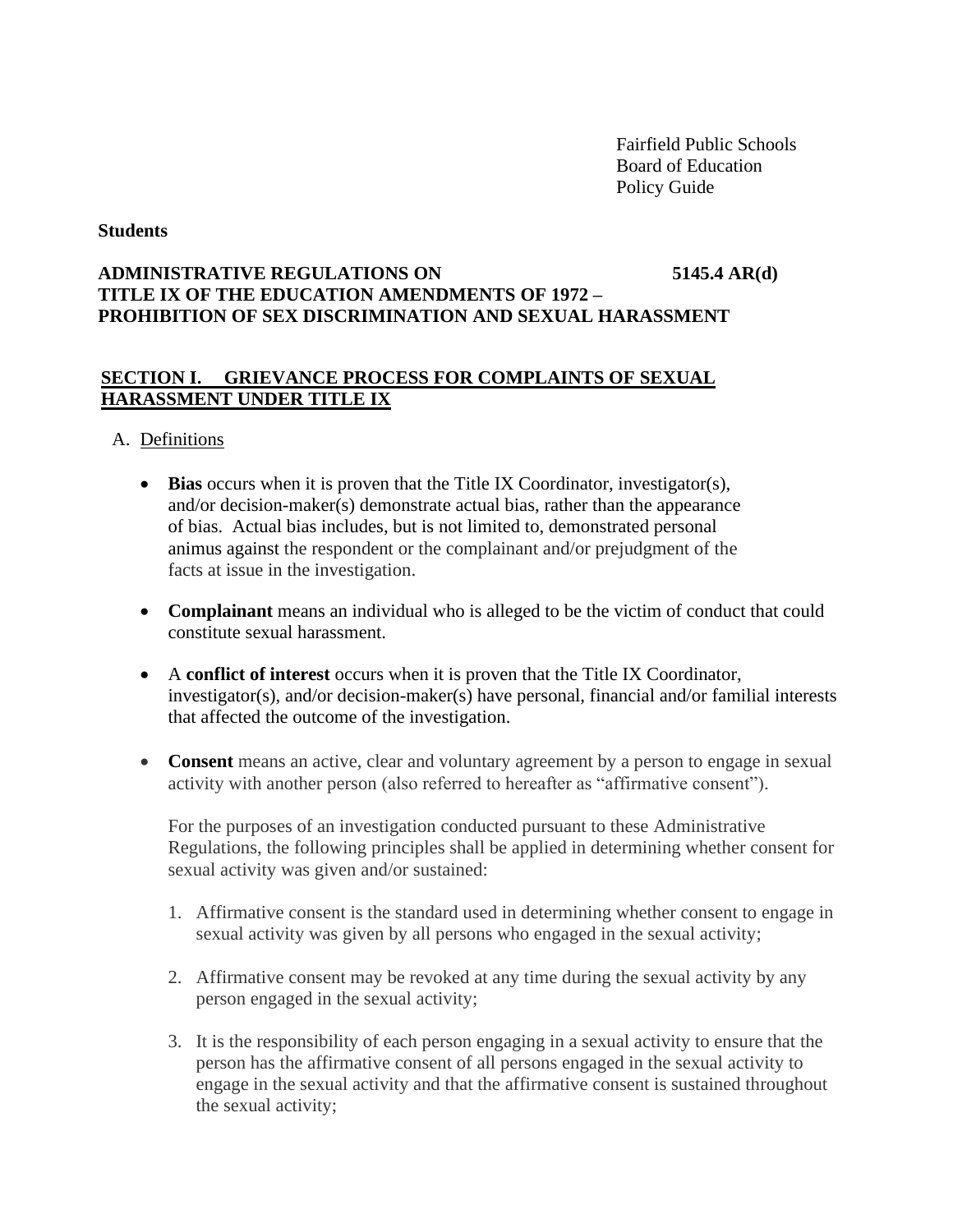Fairfield Public Schools
Board of Education
Policy Guide

**Students**

**ADMINISTRATIVE REGULATIONS ON TITLE IX OF THE EDUCATION AMENDMENTS OF 1972 – PROHIBITION OF SEX DISCRIMINATION AND SEXUAL HARASSMENT** **5145.4 AR(d)**

## SECTION I. GRIEVANCE PROCESS FOR COMPLAINTS OF SEXUAL HARASSMENT UNDER TITLE IX

A. Definitions

- **Bias** occurs when it is proven that the Title IX Coordinator, investigator(s), and/or decision-maker(s) demonstrate actual bias, rather than the appearance of bias. Actual bias includes, but is not limited to, demonstrated personal animus against the respondent or the complainant and/or prejudgment of the facts at issue in the investigation.

- **Complainant** means an individual who is alleged to be the victim of conduct that could constitute sexual harassment.

- A **conflict of interest** occurs when it is proven that the Title IX Coordinator, investigator(s), and/or decision-maker(s) have personal, financial and/or familial interests that affected the outcome of the investigation.

- **Consent** means an active, clear and voluntary agreement by a person to engage in sexual activity with another person (also referred to hereafter as "affirmative consent").

  For the purposes of an investigation conducted pursuant to these Administrative Regulations, the following principles shall be applied in determining whether consent for sexual activity was given and/or sustained:

  1. Affirmative consent is the standard used in determining whether consent to engage in sexual activity was given by all persons who engaged in the sexual activity;

  2. Affirmative consent may be revoked at any time during the sexual activity by any person engaged in the sexual activity;

  3. It is the responsibility of each person engaging in a sexual activity to ensure that the person has the affirmative consent of all persons engaged in the sexual activity to engage in the sexual activity and that the affirmative consent is sustained throughout the sexual activity;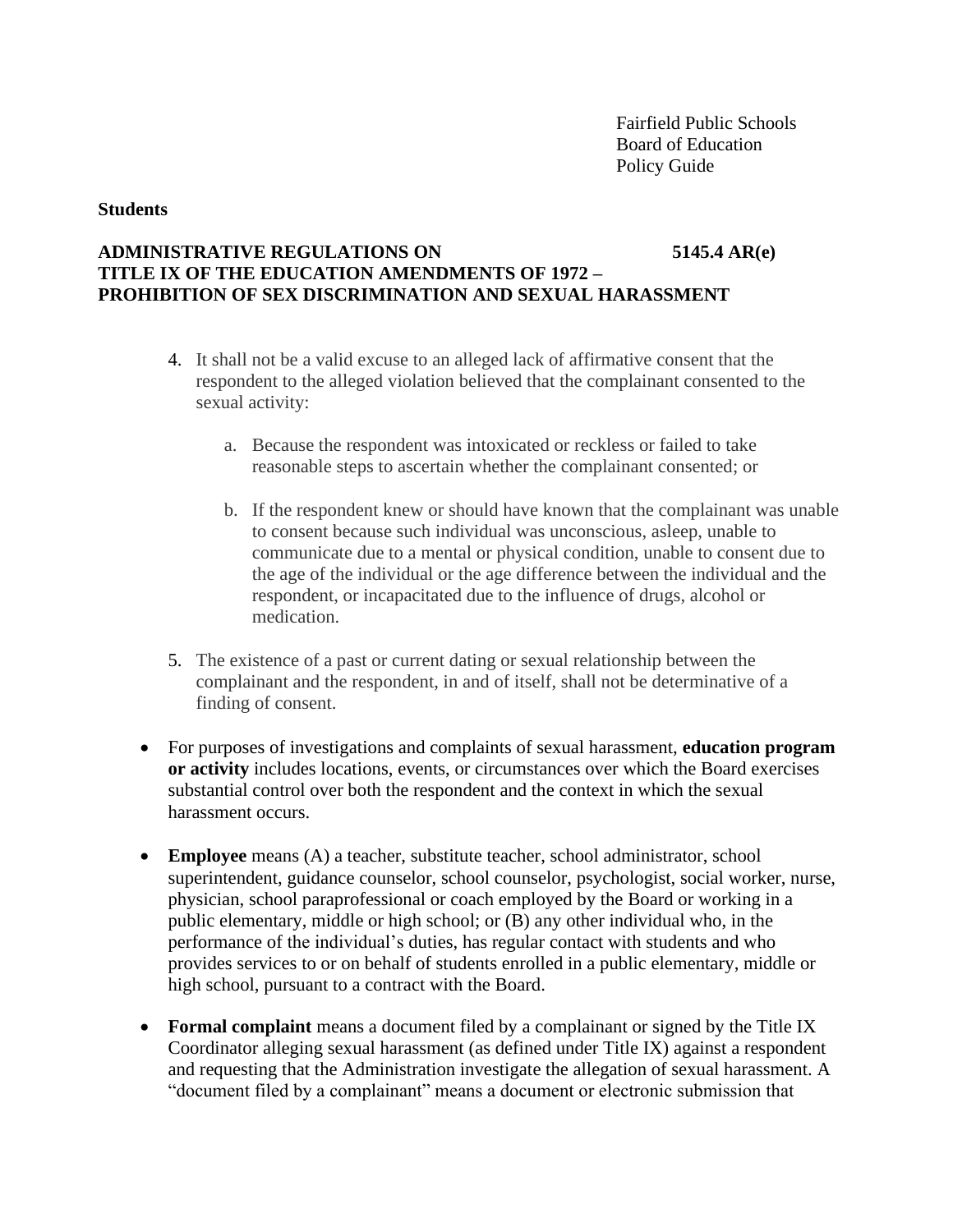Fairfield Public Schools
Board of Education
Policy Guide

**Students**

**ADMINISTRATIVE REGULATIONS ON TITLE IX OF THE EDUCATION AMENDMENTS OF 1972 – PROHIBITION OF SEX DISCRIMINATION AND SEXUAL HARASSMENT** **5145.4 AR(e)**

4. It shall not be a valid excuse to an alleged lack of affirmative consent that the respondent to the alleged violation believed that the complainant consented to the sexual activity:

   a. Because the respondent was intoxicated or reckless or failed to take reasonable steps to ascertain whether the complainant consented; or

   b. If the respondent knew or should have known that the complainant was unable to consent because such individual was unconscious, asleep, unable to communicate due to a mental or physical condition, unable to consent due to the age of the individual or the age difference between the individual and the respondent, or incapacitated due to the influence of drugs, alcohol or medication.

5. The existence of a past or current dating or sexual relationship between the complainant and the respondent, in and of itself, shall not be determinative of a finding of consent.

- For purposes of investigations and complaints of sexual harassment, **education program or activity** includes locations, events, or circumstances over which the Board exercises substantial control over both the respondent and the context in which the sexual harassment occurs.

- **Employee** means (A) a teacher, substitute teacher, school administrator, school superintendent, guidance counselor, school counselor, psychologist, social worker, nurse, physician, school paraprofessional or coach employed by the Board or working in a public elementary, middle or high school; or (B) any other individual who, in the performance of the individual's duties, has regular contact with students and who provides services to or on behalf of students enrolled in a public elementary, middle or high school, pursuant to a contract with the Board.

- **Formal complaint** means a document filed by a complainant or signed by the Title IX Coordinator alleging sexual harassment (as defined under Title IX) against a respondent and requesting that the Administration investigate the allegation of sexual harassment. A "document filed by a complainant" means a document or electronic submission that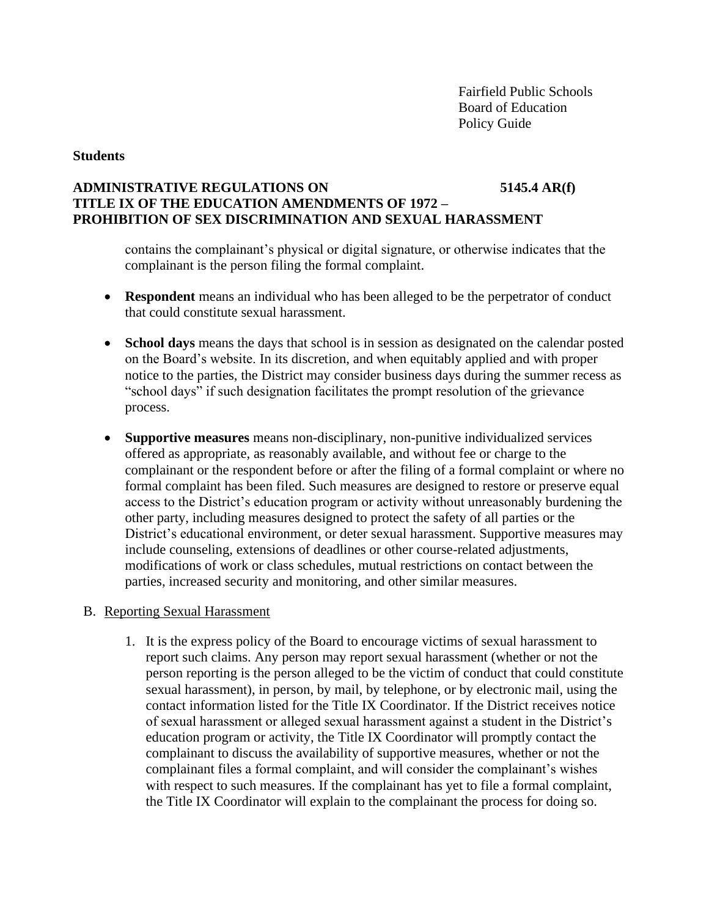contains the complainant's physical or digital signature, or otherwise indicates that the complainant is the person filing the formal complaint.

- **Respondent** means an individual who has been alleged to be the perpetrator of conduct that could constitute sexual harassment.

- **School days** means the days that school is in session as designated on the calendar posted on the Board's website. In its discretion, and when equitably applied and with proper notice to the parties, the District may consider business days during the summer recess as "school days" if such designation facilitates the prompt resolution of the grievance process.

- **Supportive measures** means non-disciplinary, non-punitive individualized services offered as appropriate, as reasonably available, and without fee or charge to the complainant or the respondent before or after the filing of a formal complaint or where no formal complaint has been filed. Such measures are designed to restore or preserve equal access to the District's education program or activity without unreasonably burdening the other party, including measures designed to protect the safety of all parties or the District's educational environment, or deter sexual harassment. Supportive measures may include counseling, extensions of deadlines or other course-related adjustments, modifications of work or class schedules, mutual restrictions on contact between the parties, increased security and monitoring, and other similar measures.

B. Reporting Sexual Harassment

1. It is the express policy of the Board to encourage victims of sexual harassment to report such claims. Any person may report sexual harassment (whether or not the person reporting is the person alleged to be the victim of conduct that could constitute sexual harassment), in person, by mail, by telephone, or by electronic mail, using the contact information listed for the Title IX Coordinator. If the District receives notice of sexual harassment or alleged sexual harassment against a student in the District's education program or activity, the Title IX Coordinator will promptly contact the complainant to discuss the availability of supportive measures, whether or not the complainant files a formal complaint, and will consider the complainant's wishes with respect to such measures. If the complainant has yet to file a formal complaint, the Title IX Coordinator will explain to the complainant the process for doing so.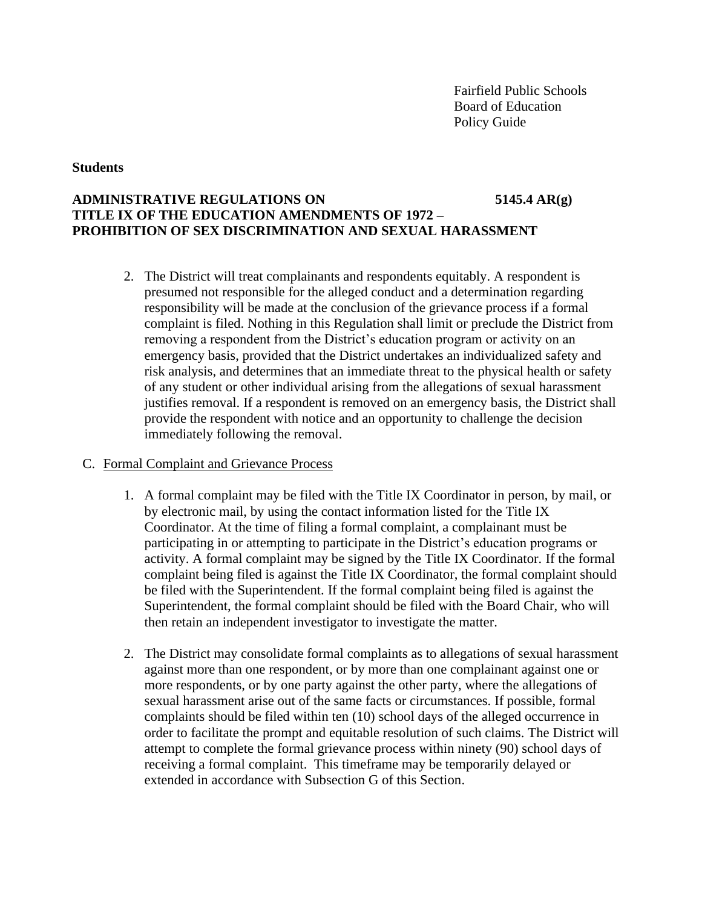2. The District will treat complainants and respondents equitably. A respondent is presumed not responsible for the alleged conduct and a determination regarding responsibility will be made at the conclusion of the grievance process if a formal complaint is filed. Nothing in this Regulation shall limit or preclude the District from removing a respondent from the District's education program or activity on an emergency basis, provided that the District undertakes an individualized safety and risk analysis, and determines that an immediate threat to the physical health or safety of any student or other individual arising from the allegations of sexual harassment justifies removal. If a respondent is removed on an emergency basis, the District shall provide the respondent with notice and an opportunity to challenge the decision immediately following the removal.

C. Formal Complaint and Grievance Process

1. A formal complaint may be filed with the Title IX Coordinator in person, by mail, or by electronic mail, by using the contact information listed for the Title IX Coordinator. At the time of filing a formal complaint, a complainant must be participating in or attempting to participate in the District's education programs or activity. A formal complaint may be signed by the Title IX Coordinator. If the formal complaint being filed is against the Title IX Coordinator, the formal complaint should be filed with the Superintendent. If the formal complaint being filed is against the Superintendent, the formal complaint should be filed with the Board Chair, who will then retain an independent investigator to investigate the matter.

2. The District may consolidate formal complaints as to allegations of sexual harassment against more than one respondent, or by more than one complainant against one or more respondents, or by one party against the other party, where the allegations of sexual harassment arise out of the same facts or circumstances. If possible, formal complaints should be filed within ten (10) school days of the alleged occurrence in order to facilitate the prompt and equitable resolution of such claims. The District will attempt to complete the formal grievance process within ninety (90) school days of receiving a formal complaint. This timeframe may be temporarily delayed or extended in accordance with Subsection G of this Section.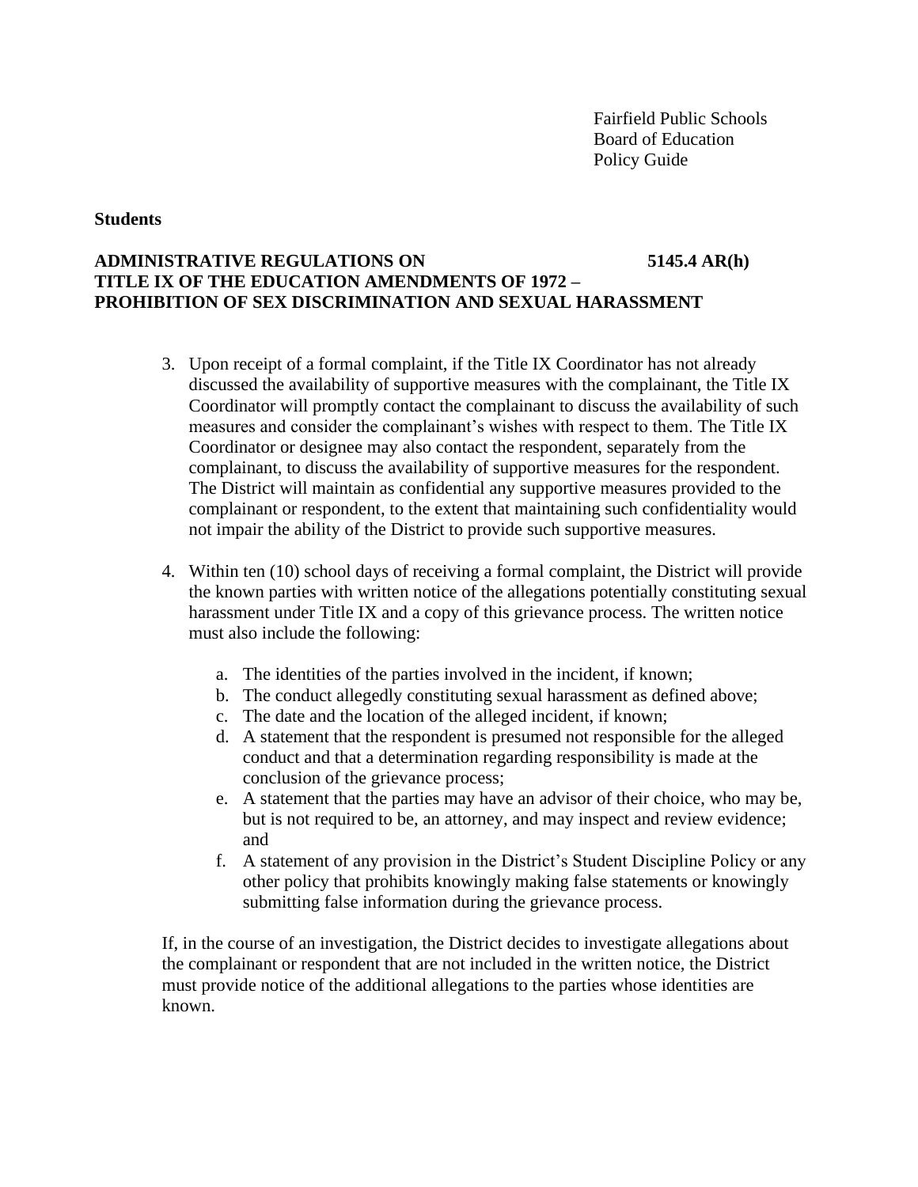3. Upon receipt of a formal complaint, if the Title IX Coordinator has not already discussed the availability of supportive measures with the complainant, the Title IX Coordinator will promptly contact the complainant to discuss the availability of such measures and consider the complainant's wishes with respect to them. The Title IX Coordinator or designee may also contact the respondent, separately from the complainant, to discuss the availability of supportive measures for the respondent. The District will maintain as confidential any supportive measures provided to the complainant or respondent, to the extent that maintaining such confidentiality would not impair the ability of the District to provide such supportive measures.

4. Within ten (10) school days of receiving a formal complaint, the District will provide the known parties with written notice of the allegations potentially constituting sexual harassment under Title IX and a copy of this grievance process. The written notice must also include the following:

   a. The identities of the parties involved in the incident, if known;
   b. The conduct allegedly constituting sexual harassment as defined above;
   c. The date and the location of the alleged incident, if known;
   d. A statement that the respondent is presumed not responsible for the alleged conduct and that a determination regarding responsibility is made at the conclusion of the grievance process;
   e. A statement that the parties may have an advisor of their choice, who may be, but is not required to be, an attorney, and may inspect and review evidence; and
   f. A statement of any provision in the District's Student Discipline Policy or any other policy that prohibits knowingly making false statements or knowingly submitting false information during the grievance process.

   If, in the course of an investigation, the District decides to investigate allegations about the complainant or respondent that are not included in the written notice, the District must provide notice of the additional allegations to the parties whose identities are known.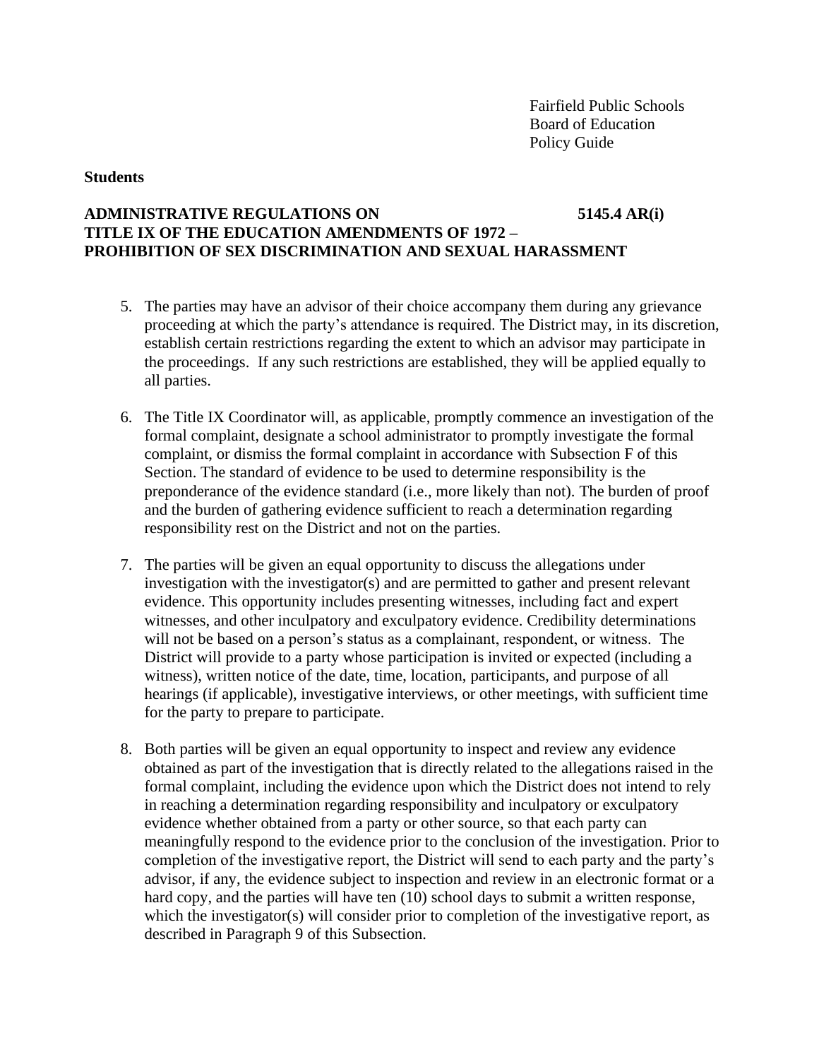**Students**

**ADMINISTRATIVE REGULATIONS ON TITLE IX OF THE EDUCATION AMENDMENTS OF 1972 – PROHIBITION OF SEX DISCRIMINATION AND SEXUAL HARASSMENT** **5145.4 AR(i)**

5. The parties may have an advisor of their choice accompany them during any grievance proceeding at which the party's attendance is required. The District may, in its discretion, establish certain restrictions regarding the extent to which an advisor may participate in the proceedings. If any such restrictions are established, they will be applied equally to all parties.

6. The Title IX Coordinator will, as applicable, promptly commence an investigation of the formal complaint, designate a school administrator to promptly investigate the formal complaint, or dismiss the formal complaint in accordance with Subsection F of this Section. The standard of evidence to be used to determine responsibility is the preponderance of the evidence standard (i.e., more likely than not). The burden of proof and the burden of gathering evidence sufficient to reach a determination regarding responsibility rest on the District and not on the parties.

7. The parties will be given an equal opportunity to discuss the allegations under investigation with the investigator(s) and are permitted to gather and present relevant evidence. This opportunity includes presenting witnesses, including fact and expert witnesses, and other inculpatory and exculpatory evidence. Credibility determinations will not be based on a person's status as a complainant, respondent, or witness. The District will provide to a party whose participation is invited or expected (including a witness), written notice of the date, time, location, participants, and purpose of all hearings (if applicable), investigative interviews, or other meetings, with sufficient time for the party to prepare to participate.

8. Both parties will be given an equal opportunity to inspect and review any evidence obtained as part of the investigation that is directly related to the allegations raised in the formal complaint, including the evidence upon which the District does not intend to rely in reaching a determination regarding responsibility and inculpatory or exculpatory evidence whether obtained from a party or other source, so that each party can meaningfully respond to the evidence prior to the conclusion of the investigation. Prior to completion of the investigative report, the District will send to each party and the party's advisor, if any, the evidence subject to inspection and review in an electronic format or a hard copy, and the parties will have ten (10) school days to submit a written response, which the investigator(s) will consider prior to completion of the investigative report, as described in Paragraph 9 of this Subsection.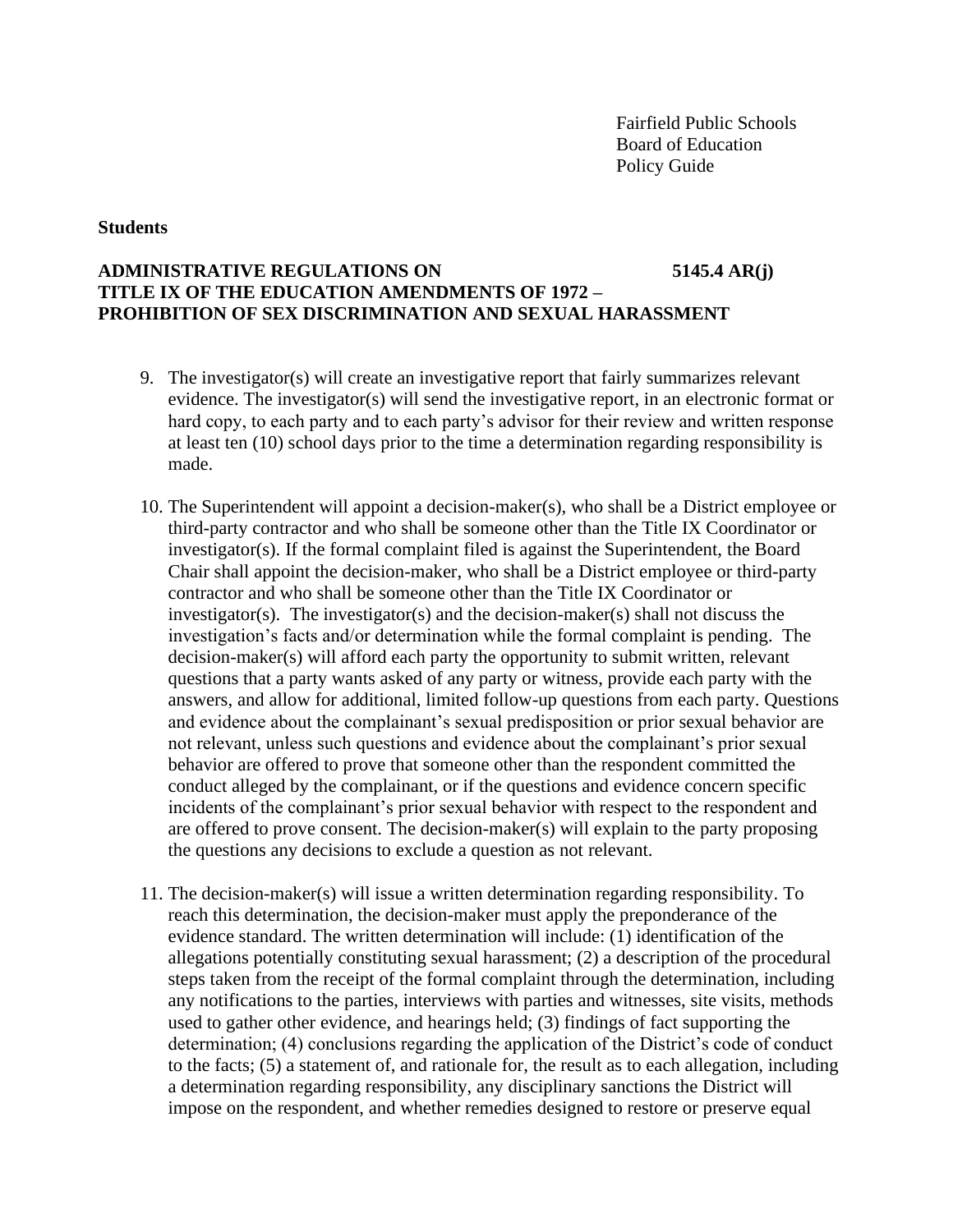Fairfield Public Schools
Board of Education
Policy Guide

**Students**

**ADMINISTRATIVE REGULATIONS ON TITLE IX OF THE EDUCATION AMENDMENTS OF 1972 – PROHIBITION OF SEX DISCRIMINATION AND SEXUAL HARASSMENT** **5145.4 AR(j)**

9. The investigator(s) will create an investigative report that fairly summarizes relevant evidence. The investigator(s) will send the investigative report, in an electronic format or hard copy, to each party and to each party's advisor for their review and written response at least ten (10) school days prior to the time a determination regarding responsibility is made.

10. The Superintendent will appoint a decision-maker(s), who shall be a District employee or third-party contractor and who shall be someone other than the Title IX Coordinator or investigator(s). If the formal complaint filed is against the Superintendent, the Board Chair shall appoint the decision-maker, who shall be a District employee or third-party contractor and who shall be someone other than the Title IX Coordinator or investigator(s). The investigator(s) and the decision-maker(s) shall not discuss the investigation's facts and/or determination while the formal complaint is pending. The decision-maker(s) will afford each party the opportunity to submit written, relevant questions that a party wants asked of any party or witness, provide each party with the answers, and allow for additional, limited follow-up questions from each party. Questions and evidence about the complainant's sexual predisposition or prior sexual behavior are not relevant, unless such questions and evidence about the complainant's prior sexual behavior are offered to prove that someone other than the respondent committed the conduct alleged by the complainant, or if the questions and evidence concern specific incidents of the complainant's prior sexual behavior with respect to the respondent and are offered to prove consent. The decision-maker(s) will explain to the party proposing the questions any decisions to exclude a question as not relevant.

11. The decision-maker(s) will issue a written determination regarding responsibility. To reach this determination, the decision-maker must apply the preponderance of the evidence standard. The written determination will include: (1) identification of the allegations potentially constituting sexual harassment; (2) a description of the procedural steps taken from the receipt of the formal complaint through the determination, including any notifications to the parties, interviews with parties and witnesses, site visits, methods used to gather other evidence, and hearings held; (3) findings of fact supporting the determination; (4) conclusions regarding the application of the District's code of conduct to the facts; (5) a statement of, and rationale for, the result as to each allegation, including a determination regarding responsibility, any disciplinary sanctions the District will impose on the respondent, and whether remedies designed to restore or preserve equal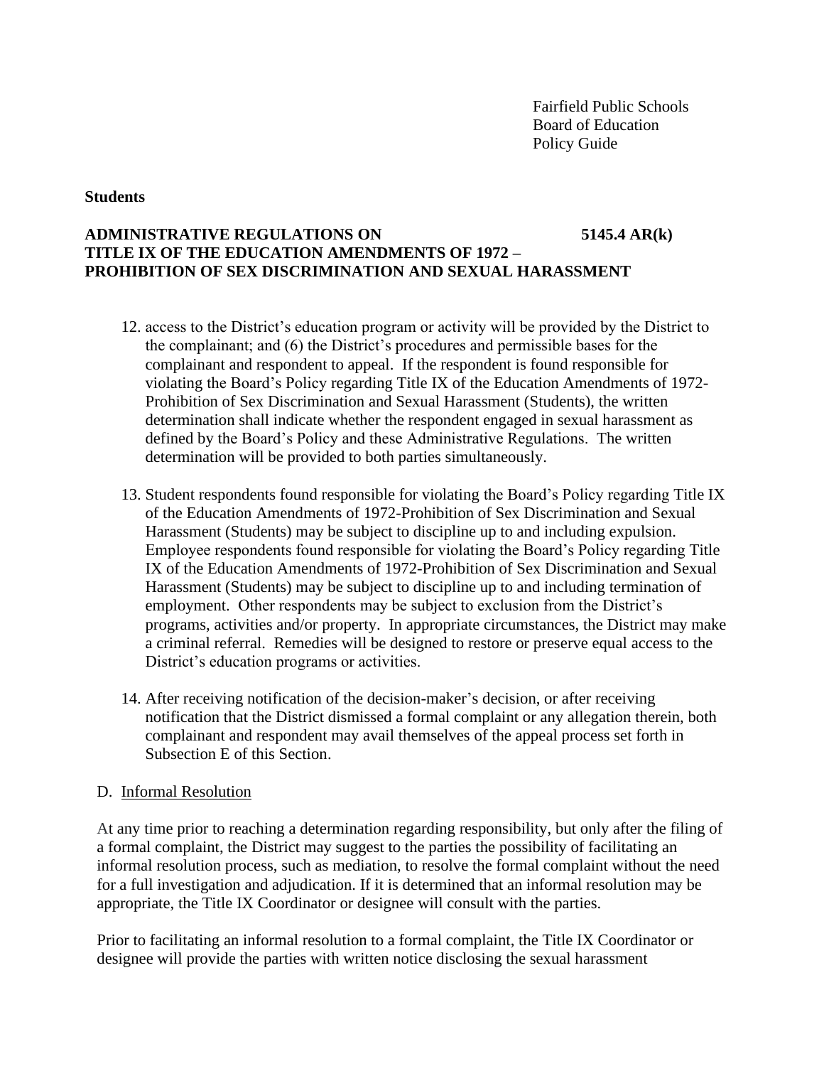12. access to the District's education program or activity will be provided by the District to the complainant; and (6) the District's procedures and permissible bases for the complainant and respondent to appeal. If the respondent is found responsible for violating the Board's Policy regarding Title IX of the Education Amendments of 1972-Prohibition of Sex Discrimination and Sexual Harassment (Students), the written determination shall indicate whether the respondent engaged in sexual harassment as defined by the Board's Policy and these Administrative Regulations. The written determination will be provided to both parties simultaneously.

13. Student respondents found responsible for violating the Board's Policy regarding Title IX of the Education Amendments of 1972-Prohibition of Sex Discrimination and Sexual Harassment (Students) may be subject to discipline up to and including expulsion. Employee respondents found responsible for violating the Board's Policy regarding Title IX of the Education Amendments of 1972-Prohibition of Sex Discrimination and Sexual Harassment (Students) may be subject to discipline up to and including termination of employment. Other respondents may be subject to exclusion from the District's programs, activities and/or property. In appropriate circumstances, the District may make a criminal referral. Remedies will be designed to restore or preserve equal access to the District's education programs or activities.

14. After receiving notification of the decision-maker's decision, or after receiving notification that the District dismissed a formal complaint or any allegation therein, both complainant and respondent may avail themselves of the appeal process set forth in Subsection E of this Section.

D. Informal Resolution

At any time prior to reaching a determination regarding responsibility, but only after the filing of a formal complaint, the District may suggest to the parties the possibility of facilitating an informal resolution process, such as mediation, to resolve the formal complaint without the need for a full investigation and adjudication. If it is determined that an informal resolution may be appropriate, the Title IX Coordinator or designee will consult with the parties.

Prior to facilitating an informal resolution to a formal complaint, the Title IX Coordinator or designee will provide the parties with written notice disclosing the sexual harassment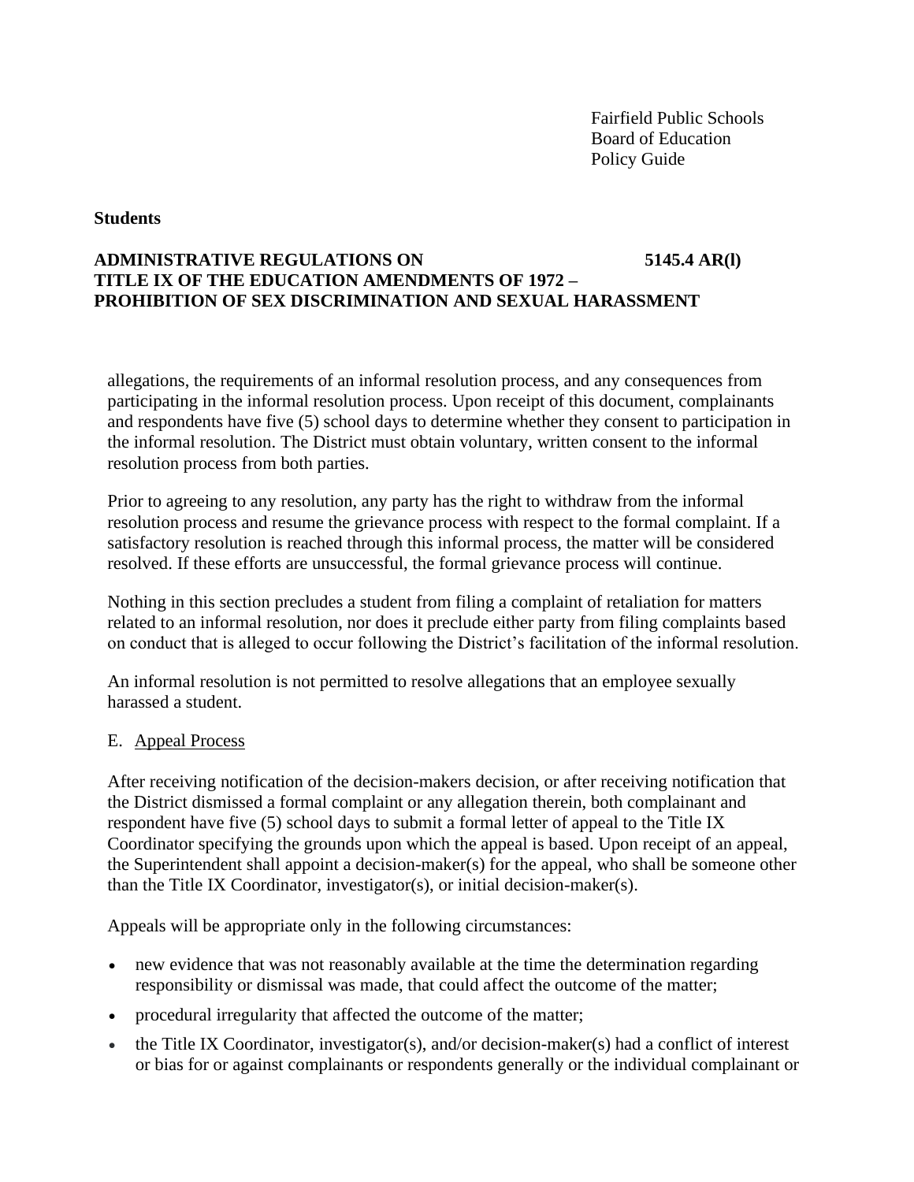allegations, the requirements of an informal resolution process, and any consequences from participating in the informal resolution process. Upon receipt of this document, complainants and respondents have five (5) school days to determine whether they consent to participation in the informal resolution. The District must obtain voluntary, written consent to the informal resolution process from both parties.

Prior to agreeing to any resolution, any party has the right to withdraw from the informal resolution process and resume the grievance process with respect to the formal complaint. If a satisfactory resolution is reached through this informal process, the matter will be considered resolved. If these efforts are unsuccessful, the formal grievance process will continue.

Nothing in this section precludes a student from filing a complaint of retaliation for matters related to an informal resolution, nor does it preclude either party from filing complaints based on conduct that is alleged to occur following the District's facilitation of the informal resolution.

An informal resolution is not permitted to resolve allegations that an employee sexually harassed a student.

E. Appeal Process

After receiving notification of the decision-makers decision, or after receiving notification that the District dismissed a formal complaint or any allegation therein, both complainant and respondent have five (5) school days to submit a formal letter of appeal to the Title IX Coordinator specifying the grounds upon which the appeal is based. Upon receipt of an appeal, the Superintendent shall appoint a decision-maker(s) for the appeal, who shall be someone other than the Title IX Coordinator, investigator(s), or initial decision-maker(s).

Appeals will be appropriate only in the following circumstances:

- new evidence that was not reasonably available at the time the determination regarding responsibility or dismissal was made, that could affect the outcome of the matter;
- procedural irregularity that affected the outcome of the matter;
- the Title IX Coordinator, investigator(s), and/or decision-maker(s) had a conflict of interest or bias for or against complainants or respondents generally or the individual complainant or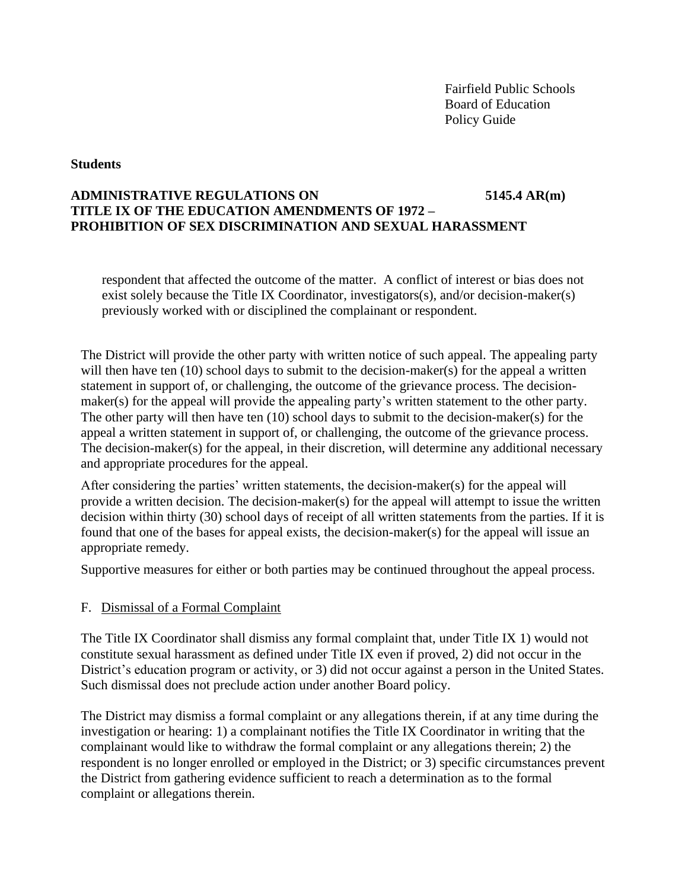respondent that affected the outcome of the matter. A conflict of interest or bias does not exist solely because the Title IX Coordinator, investigators(s), and/or decision-maker(s) previously worked with or disciplined the complainant or respondent.

The District will provide the other party with written notice of such appeal. The appealing party will then have ten (10) school days to submit to the decision-maker(s) for the appeal a written statement in support of, or challenging, the outcome of the grievance process. The decision-maker(s) for the appeal will provide the appealing party's written statement to the other party. The other party will then have ten (10) school days to submit to the decision-maker(s) for the appeal a written statement in support of, or challenging, the outcome of the grievance process. The decision-maker(s) for the appeal, in their discretion, will determine any additional necessary and appropriate procedures for the appeal.

After considering the parties' written statements, the decision-maker(s) for the appeal will provide a written decision. The decision-maker(s) for the appeal will attempt to issue the written decision within thirty (30) school days of receipt of all written statements from the parties. If it is found that one of the bases for appeal exists, the decision-maker(s) for the appeal will issue an appropriate remedy.

Supportive measures for either or both parties may be continued throughout the appeal process.

F. Dismissal of a Formal Complaint

The Title IX Coordinator shall dismiss any formal complaint that, under Title IX 1) would not constitute sexual harassment as defined under Title IX even if proved, 2) did not occur in the District's education program or activity, or 3) did not occur against a person in the United States. Such dismissal does not preclude action under another Board policy.

The District may dismiss a formal complaint or any allegations therein, if at any time during the investigation or hearing: 1) a complainant notifies the Title IX Coordinator in writing that the complainant would like to withdraw the formal complaint or any allegations therein; 2) the respondent is no longer enrolled or employed in the District; or 3) specific circumstances prevent the District from gathering evidence sufficient to reach a determination as to the formal complaint or allegations therein.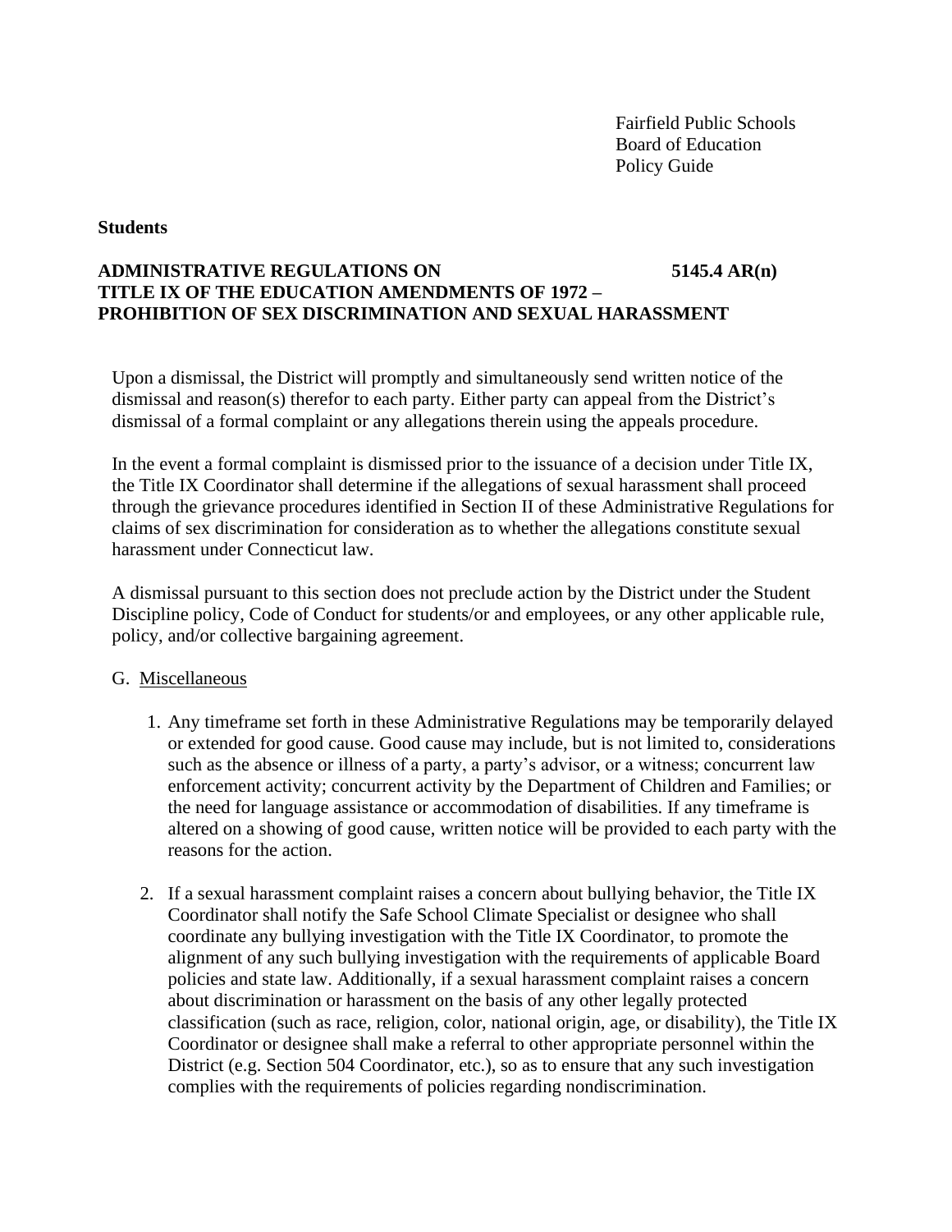Upon a dismissal, the District will promptly and simultaneously send written notice of the dismissal and reason(s) therefor to each party. Either party can appeal from the District's dismissal of a formal complaint or any allegations therein using the appeals procedure.

In the event a formal complaint is dismissed prior to the issuance of a decision under Title IX, the Title IX Coordinator shall determine if the allegations of sexual harassment shall proceed through the grievance procedures identified in Section II of these Administrative Regulations for claims of sex discrimination for consideration as to whether the allegations constitute sexual harassment under Connecticut law.

A dismissal pursuant to this section does not preclude action by the District under the Student Discipline policy, Code of Conduct for students/or and employees, or any other applicable rule, policy, and/or collective bargaining agreement.

G. Miscellaneous

1. Any timeframe set forth in these Administrative Regulations may be temporarily delayed or extended for good cause. Good cause may include, but is not limited to, considerations such as the absence or illness of a party, a party's advisor, or a witness; concurrent law enforcement activity; concurrent activity by the Department of Children and Families; or the need for language assistance or accommodation of disabilities. If any timeframe is altered on a showing of good cause, written notice will be provided to each party with the reasons for the action.

2. If a sexual harassment complaint raises a concern about bullying behavior, the Title IX Coordinator shall notify the Safe School Climate Specialist or designee who shall coordinate any bullying investigation with the Title IX Coordinator, to promote the alignment of any such bullying investigation with the requirements of applicable Board policies and state law. Additionally, if a sexual harassment complaint raises a concern about discrimination or harassment on the basis of any other legally protected classification (such as race, religion, color, national origin, age, or disability), the Title IX Coordinator or designee shall make a referral to other appropriate personnel within the District (e.g. Section 504 Coordinator, etc.), so as to ensure that any such investigation complies with the requirements of policies regarding nondiscrimination.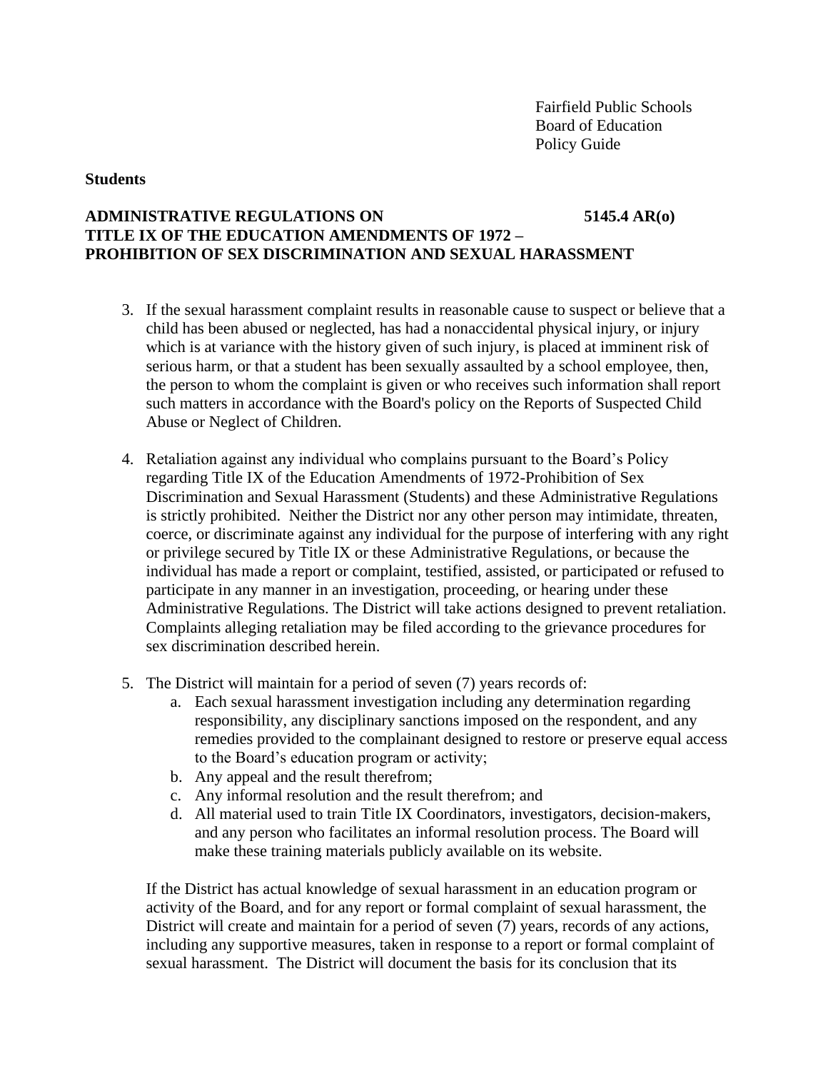**Students**

**ADMINISTRATIVE REGULATIONS ON TITLE IX OF THE EDUCATION AMENDMENTS OF 1972 – PROHIBITION OF SEX DISCRIMINATION AND SEXUAL HARASSMENT** **5145.4 AR(o)**

3. If the sexual harassment complaint results in reasonable cause to suspect or believe that a child has been abused or neglected, has had a nonaccidental physical injury, or injury which is at variance with the history given of such injury, is placed at imminent risk of serious harm, or that a student has been sexually assaulted by a school employee, then, the person to whom the complaint is given or who receives such information shall report such matters in accordance with the Board's policy on the Reports of Suspected Child Abuse or Neglect of Children.

4. Retaliation against any individual who complains pursuant to the Board's Policy regarding Title IX of the Education Amendments of 1972-Prohibition of Sex Discrimination and Sexual Harassment (Students) and these Administrative Regulations is strictly prohibited. Neither the District nor any other person may intimidate, threaten, coerce, or discriminate against any individual for the purpose of interfering with any right or privilege secured by Title IX or these Administrative Regulations, or because the individual has made a report or complaint, testified, assisted, or participated or refused to participate in any manner in an investigation, proceeding, or hearing under these Administrative Regulations. The District will take actions designed to prevent retaliation. Complaints alleging retaliation may be filed according to the grievance procedures for sex discrimination described herein.

5. The District will maintain for a period of seven (7) years records of:
   a. Each sexual harassment investigation including any determination regarding responsibility, any disciplinary sanctions imposed on the respondent, and any remedies provided to the complainant designed to restore or preserve equal access to the Board's education program or activity;
   b. Any appeal and the result therefrom;
   c. Any informal resolution and the result therefrom; and
   d. All material used to train Title IX Coordinators, investigators, decision-makers, and any person who facilitates an informal resolution process. The Board will make these training materials publicly available on its website.

   If the District has actual knowledge of sexual harassment in an education program or activity of the Board, and for any report or formal complaint of sexual harassment, the District will create and maintain for a period of seven (7) years, records of any actions, including any supportive measures, taken in response to a report or formal complaint of sexual harassment. The District will document the basis for its conclusion that its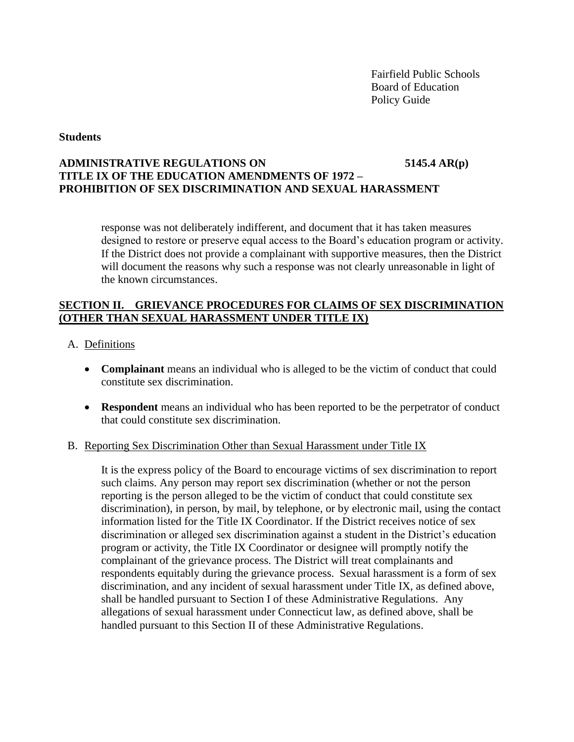response was not deliberately indifferent, and document that it has taken measures designed to restore or preserve equal access to the Board's education program or activity. If the District does not provide a complainant with supportive measures, then the District will document the reasons why such a response was not clearly unreasonable in light of the known circumstances.

## SECTION II. GRIEVANCE PROCEDURES FOR CLAIMS OF SEX DISCRIMINATION (OTHER THAN SEXUAL HARASSMENT UNDER TITLE IX)

A. Definitions

- **Complainant** means an individual who is alleged to be the victim of conduct that could constitute sex discrimination.

- **Respondent** means an individual who has been reported to be the perpetrator of conduct that could constitute sex discrimination.

B. Reporting Sex Discrimination Other than Sexual Harassment under Title IX

It is the express policy of the Board to encourage victims of sex discrimination to report such claims. Any person may report sex discrimination (whether or not the person reporting is the person alleged to be the victim of conduct that could constitute sex discrimination), in person, by mail, by telephone, or by electronic mail, using the contact information listed for the Title IX Coordinator. If the District receives notice of sex discrimination or alleged sex discrimination against a student in the District's education program or activity, the Title IX Coordinator or designee will promptly notify the complainant of the grievance process. The District will treat complainants and respondents equitably during the grievance process. Sexual harassment is a form of sex discrimination, and any incident of sexual harassment under Title IX, as defined above, shall be handled pursuant to Section I of these Administrative Regulations. Any allegations of sexual harassment under Connecticut law, as defined above, shall be handled pursuant to this Section II of these Administrative Regulations.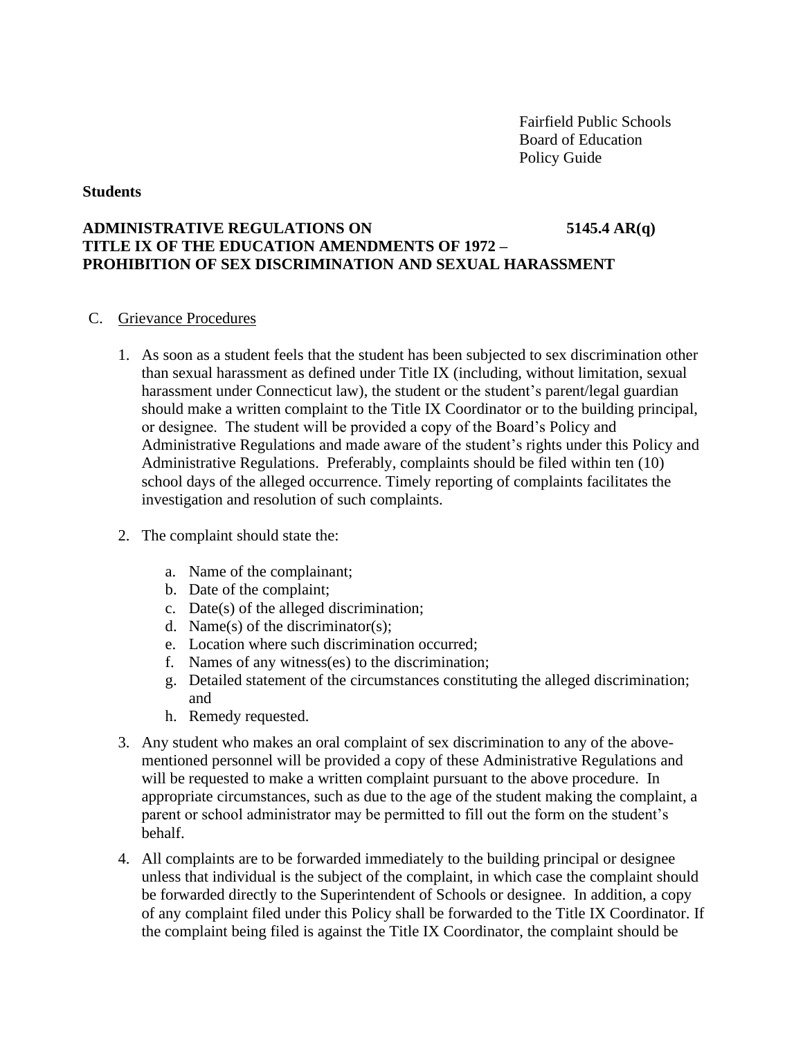Fairfield Public Schools
Board of Education
Policy Guide

**Students**

**ADMINISTRATIVE REGULATIONS ON TITLE IX OF THE EDUCATION AMENDMENTS OF 1972 – PROHIBITION OF SEX DISCRIMINATION AND SEXUAL HARASSMENT** **5145.4 AR(q)**

C. Grievance Procedures

1. As soon as a student feels that the student has been subjected to sex discrimination other than sexual harassment as defined under Title IX (including, without limitation, sexual harassment under Connecticut law), the student or the student's parent/legal guardian should make a written complaint to the Title IX Coordinator or to the building principal, or designee. The student will be provided a copy of the Board's Policy and Administrative Regulations and made aware of the student's rights under this Policy and Administrative Regulations. Preferably, complaints should be filed within ten (10) school days of the alleged occurrence. Timely reporting of complaints facilitates the investigation and resolution of such complaints.

2. The complaint should state the:

   a. Name of the complainant;
   b. Date of the complaint;
   c. Date(s) of the alleged discrimination;
   d. Name(s) of the discriminator(s);
   e. Location where such discrimination occurred;
   f. Names of any witness(es) to the discrimination;
   g. Detailed statement of the circumstances constituting the alleged discrimination; and
   h. Remedy requested.

3. Any student who makes an oral complaint of sex discrimination to any of the above-mentioned personnel will be provided a copy of these Administrative Regulations and will be requested to make a written complaint pursuant to the above procedure. In appropriate circumstances, such as due to the age of the student making the complaint, a parent or school administrator may be permitted to fill out the form on the student's behalf.

4. All complaints are to be forwarded immediately to the building principal or designee unless that individual is the subject of the complaint, in which case the complaint should be forwarded directly to the Superintendent of Schools or designee. In addition, a copy of any complaint filed under this Policy shall be forwarded to the Title IX Coordinator. If the complaint being filed is against the Title IX Coordinator, the complaint should be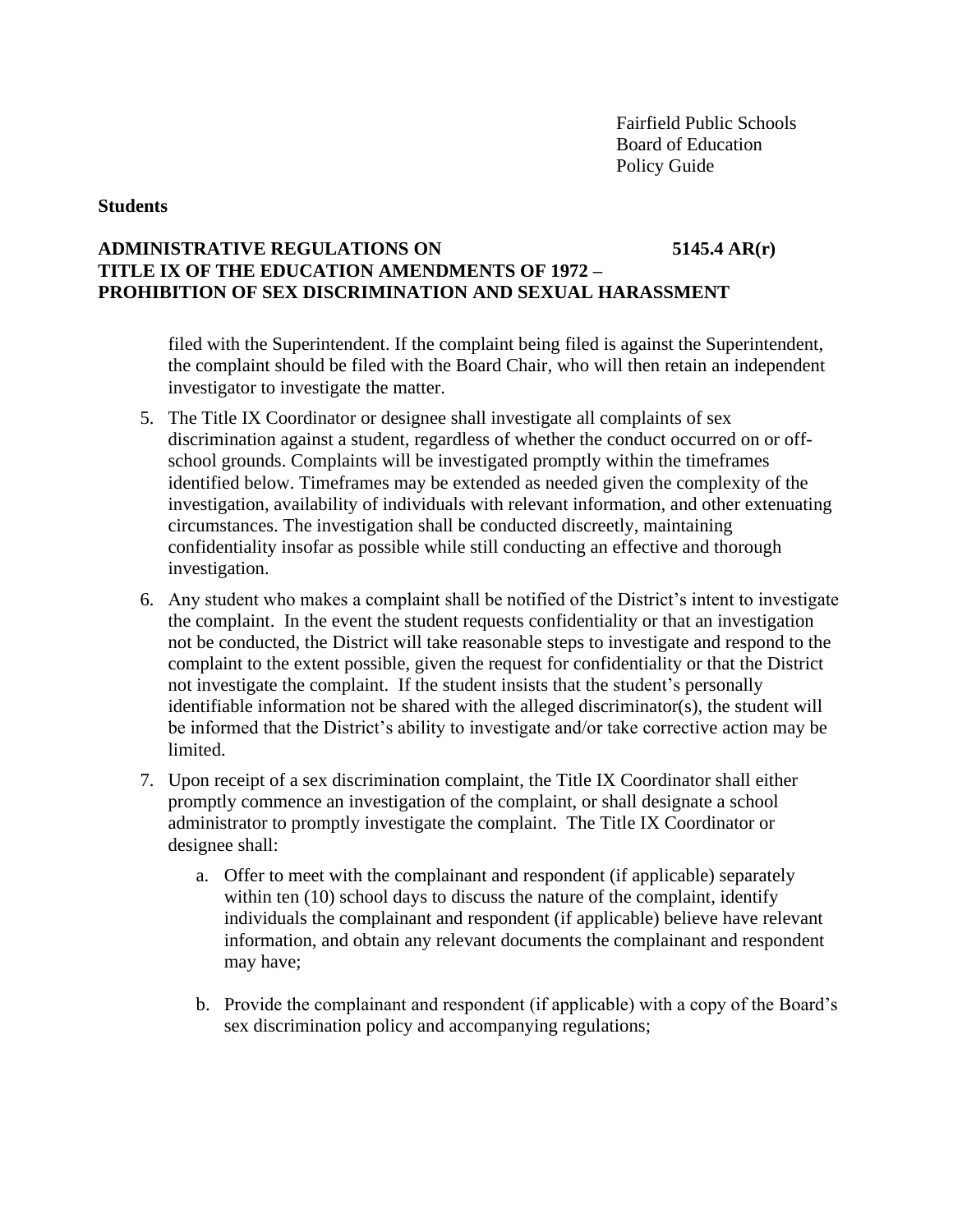filed with the Superintendent. If the complaint being filed is against the Superintendent, the complaint should be filed with the Board Chair, who will then retain an independent investigator to investigate the matter.

5. The Title IX Coordinator or designee shall investigate all complaints of sex discrimination against a student, regardless of whether the conduct occurred on or off-school grounds. Complaints will be investigated promptly within the timeframes identified below. Timeframes may be extended as needed given the complexity of the investigation, availability of individuals with relevant information, and other extenuating circumstances. The investigation shall be conducted discreetly, maintaining confidentiality insofar as possible while still conducting an effective and thorough investigation.

6. Any student who makes a complaint shall be notified of the District's intent to investigate the complaint. In the event the student requests confidentiality or that an investigation not be conducted, the District will take reasonable steps to investigate and respond to the complaint to the extent possible, given the request for confidentiality or that the District not investigate the complaint. If the student insists that the student's personally identifiable information not be shared with the alleged discriminator(s), the student will be informed that the District's ability to investigate and/or take corrective action may be limited.

7. Upon receipt of a sex discrimination complaint, the Title IX Coordinator shall either promptly commence an investigation of the complaint, or shall designate a school administrator to promptly investigate the complaint. The Title IX Coordinator or designee shall:

   a. Offer to meet with the complainant and respondent (if applicable) separately within ten (10) school days to discuss the nature of the complaint, identify individuals the complainant and respondent (if applicable) believe have relevant information, and obtain any relevant documents the complainant and respondent may have;

   b. Provide the complainant and respondent (if applicable) with a copy of the Board's sex discrimination policy and accompanying regulations;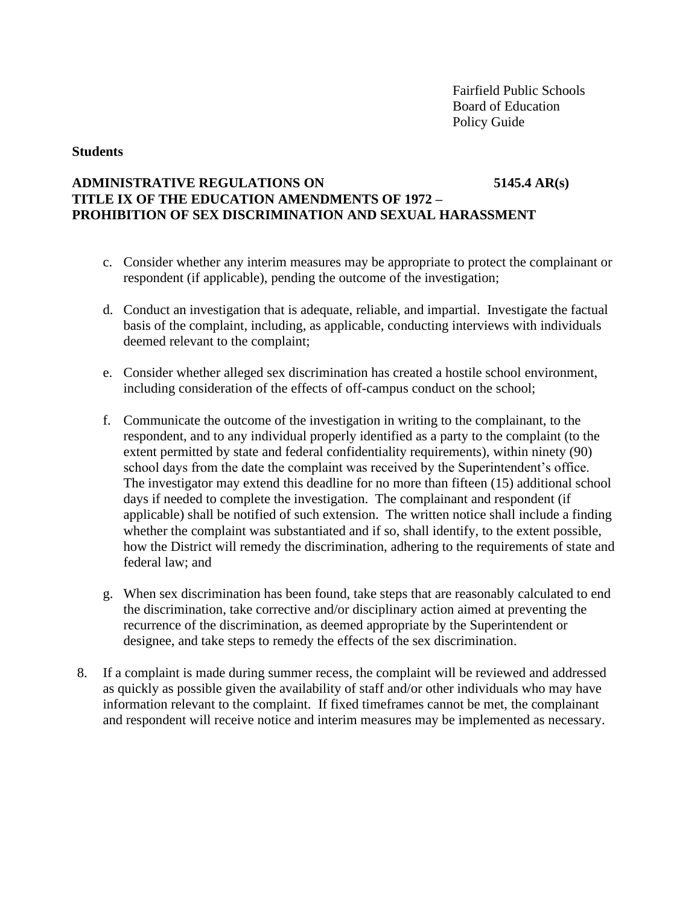c. Consider whether any interim measures may be appropriate to protect the complainant or respondent (if applicable), pending the outcome of the investigation;

d. Conduct an investigation that is adequate, reliable, and impartial. Investigate the factual basis of the complaint, including, as applicable, conducting interviews with individuals deemed relevant to the complaint;

e. Consider whether alleged sex discrimination has created a hostile school environment, including consideration of the effects of off-campus conduct on the school;

f. Communicate the outcome of the investigation in writing to the complainant, to the respondent, and to any individual properly identified as a party to the complaint (to the extent permitted by state and federal confidentiality requirements), within ninety (90) school days from the date the complaint was received by the Superintendent's office. The investigator may extend this deadline for no more than fifteen (15) additional school days if needed to complete the investigation. The complainant and respondent (if applicable) shall be notified of such extension. The written notice shall include a finding whether the complaint was substantiated and if so, shall identify, to the extent possible, how the District will remedy the discrimination, adhering to the requirements of state and federal law; and

g. When sex discrimination has been found, take steps that are reasonably calculated to end the discrimination, take corrective and/or disciplinary action aimed at preventing the recurrence of the discrimination, as deemed appropriate by the Superintendent or designee, and take steps to remedy the effects of the sex discrimination.

8. If a complaint is made during summer recess, the complaint will be reviewed and addressed as quickly as possible given the availability of staff and/or other individuals who may have information relevant to the complaint. If fixed timeframes cannot be met, the complainant and respondent will receive notice and interim measures may be implemented as necessary.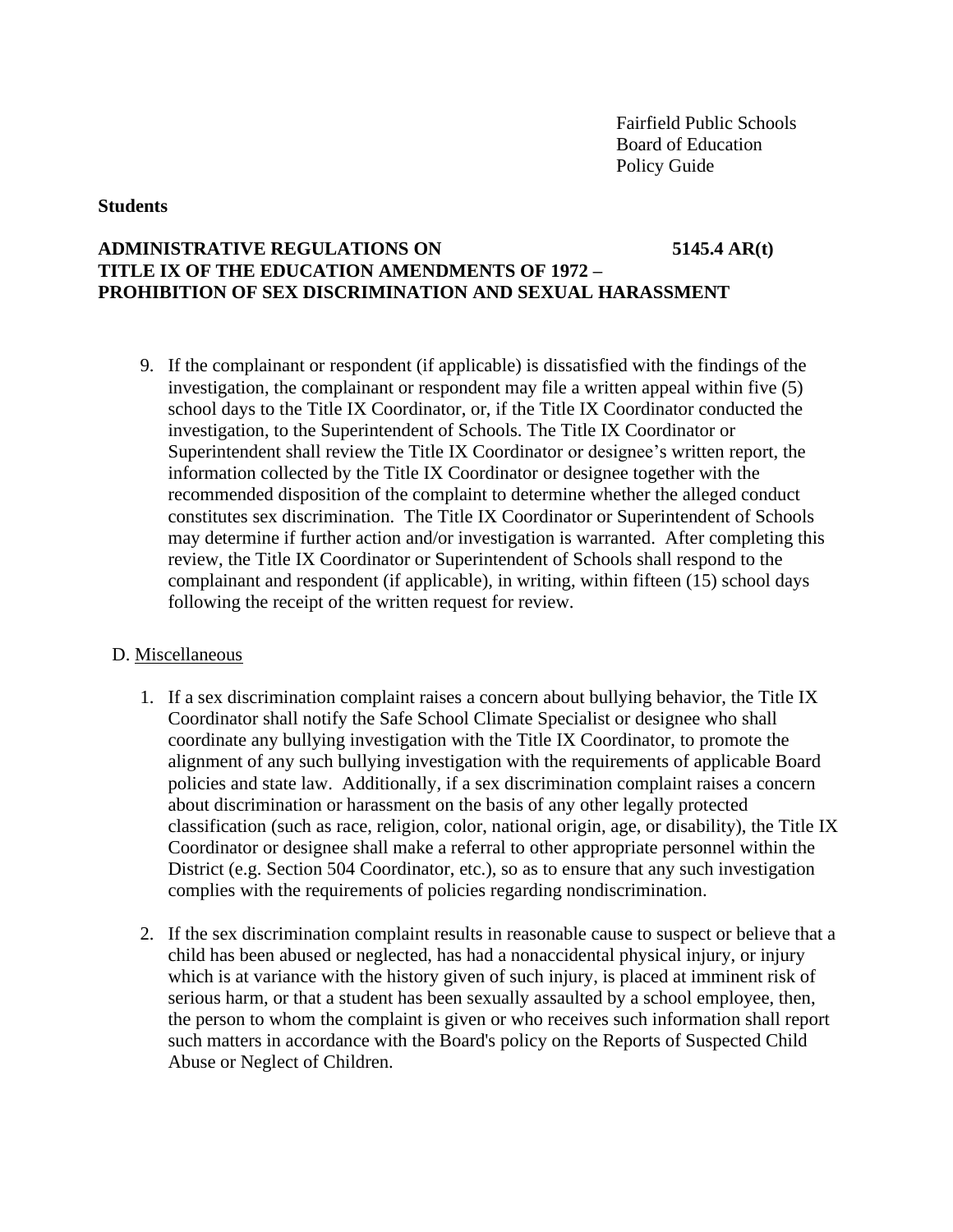9. If the complainant or respondent (if applicable) is dissatisfied with the findings of the investigation, the complainant or respondent may file a written appeal within five (5) school days to the Title IX Coordinator, or, if the Title IX Coordinator conducted the investigation, to the Superintendent of Schools. The Title IX Coordinator or Superintendent shall review the Title IX Coordinator or designee's written report, the information collected by the Title IX Coordinator or designee together with the recommended disposition of the complaint to determine whether the alleged conduct constitutes sex discrimination. The Title IX Coordinator or Superintendent of Schools may determine if further action and/or investigation is warranted. After completing this review, the Title IX Coordinator or Superintendent of Schools shall respond to the complainant and respondent (if applicable), in writing, within fifteen (15) school days following the receipt of the written request for review.

D. Miscellaneous

1. If a sex discrimination complaint raises a concern about bullying behavior, the Title IX Coordinator shall notify the Safe School Climate Specialist or designee who shall coordinate any bullying investigation with the Title IX Coordinator, to promote the alignment of any such bullying investigation with the requirements of applicable Board policies and state law. Additionally, if a sex discrimination complaint raises a concern about discrimination or harassment on the basis of any other legally protected classification (such as race, religion, color, national origin, age, or disability), the Title IX Coordinator or designee shall make a referral to other appropriate personnel within the District (e.g. Section 504 Coordinator, etc.), so as to ensure that any such investigation complies with the requirements of policies regarding nondiscrimination.

2. If the sex discrimination complaint results in reasonable cause to suspect or believe that a child has been abused or neglected, has had a nonaccidental physical injury, or injury which is at variance with the history given of such injury, is placed at imminent risk of serious harm, or that a student has been sexually assaulted by a school employee, then, the person to whom the complaint is given or who receives such information shall report such matters in accordance with the Board's policy on the Reports of Suspected Child Abuse or Neglect of Children.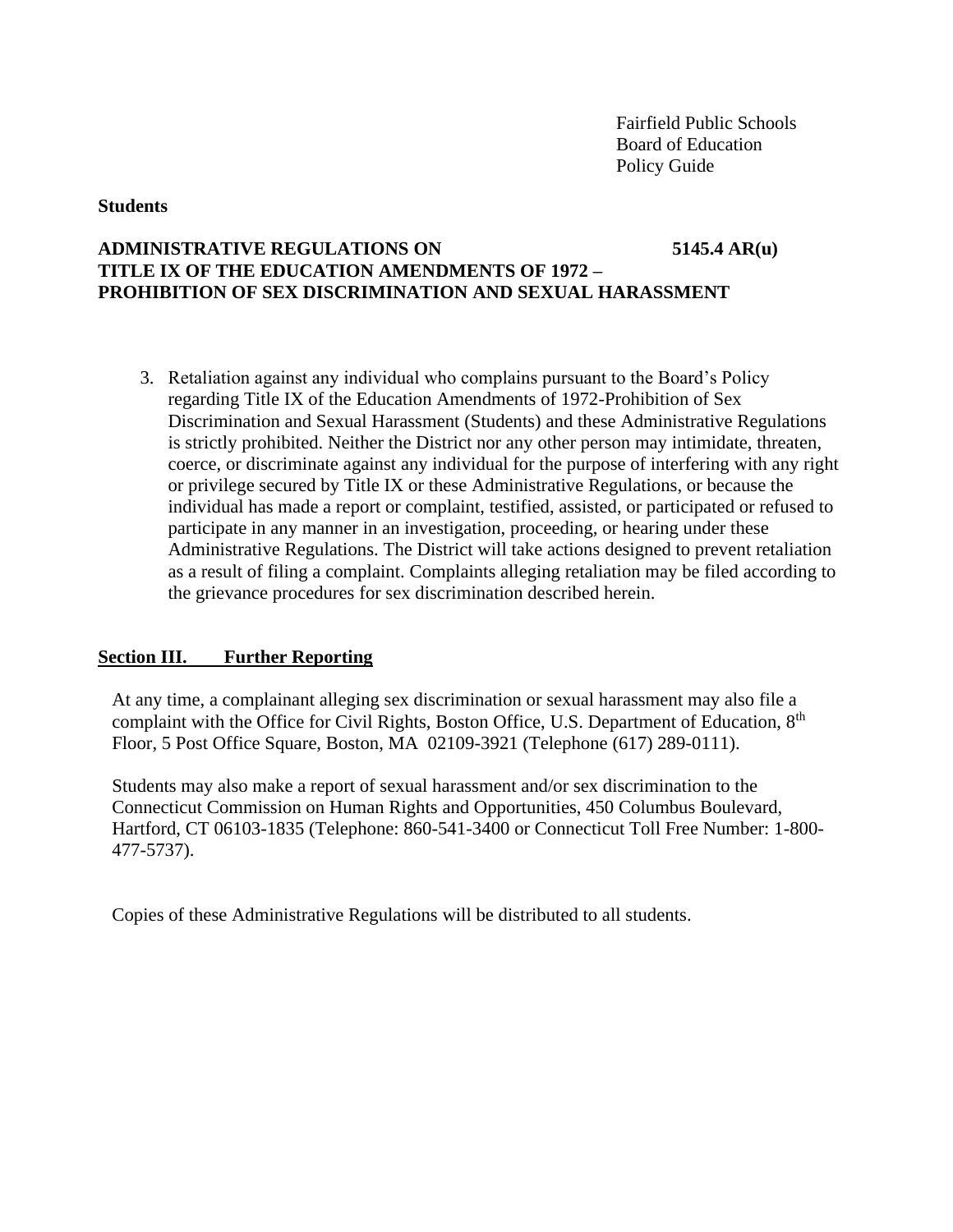3. Retaliation against any individual who complains pursuant to the Board's Policy regarding Title IX of the Education Amendments of 1972-Prohibition of Sex Discrimination and Sexual Harassment (Students) and these Administrative Regulations is strictly prohibited. Neither the District nor any other person may intimidate, threaten, coerce, or discriminate against any individual for the purpose of interfering with any right or privilege secured by Title IX or these Administrative Regulations, or because the individual has made a report or complaint, testified, assisted, or participated or refused to participate in any manner in an investigation, proceeding, or hearing under these Administrative Regulations. The District will take actions designed to prevent retaliation as a result of filing a complaint. Complaints alleging retaliation may be filed according to the grievance procedures for sex discrimination described herein.

## Section III. Further Reporting

At any time, a complainant alleging sex discrimination or sexual harassment may also file a complaint with the Office for Civil Rights, Boston Office, U.S. Department of Education, 8th Floor, 5 Post Office Square, Boston, MA 02109-3921 (Telephone (617) 289-0111).

Students may also make a report of sexual harassment and/or sex discrimination to the Connecticut Commission on Human Rights and Opportunities, 450 Columbus Boulevard, Hartford, CT 06103-1835 (Telephone: 860-541-3400 or Connecticut Toll Free Number: 1-800-477-5737).

Copies of these Administrative Regulations will be distributed to all students.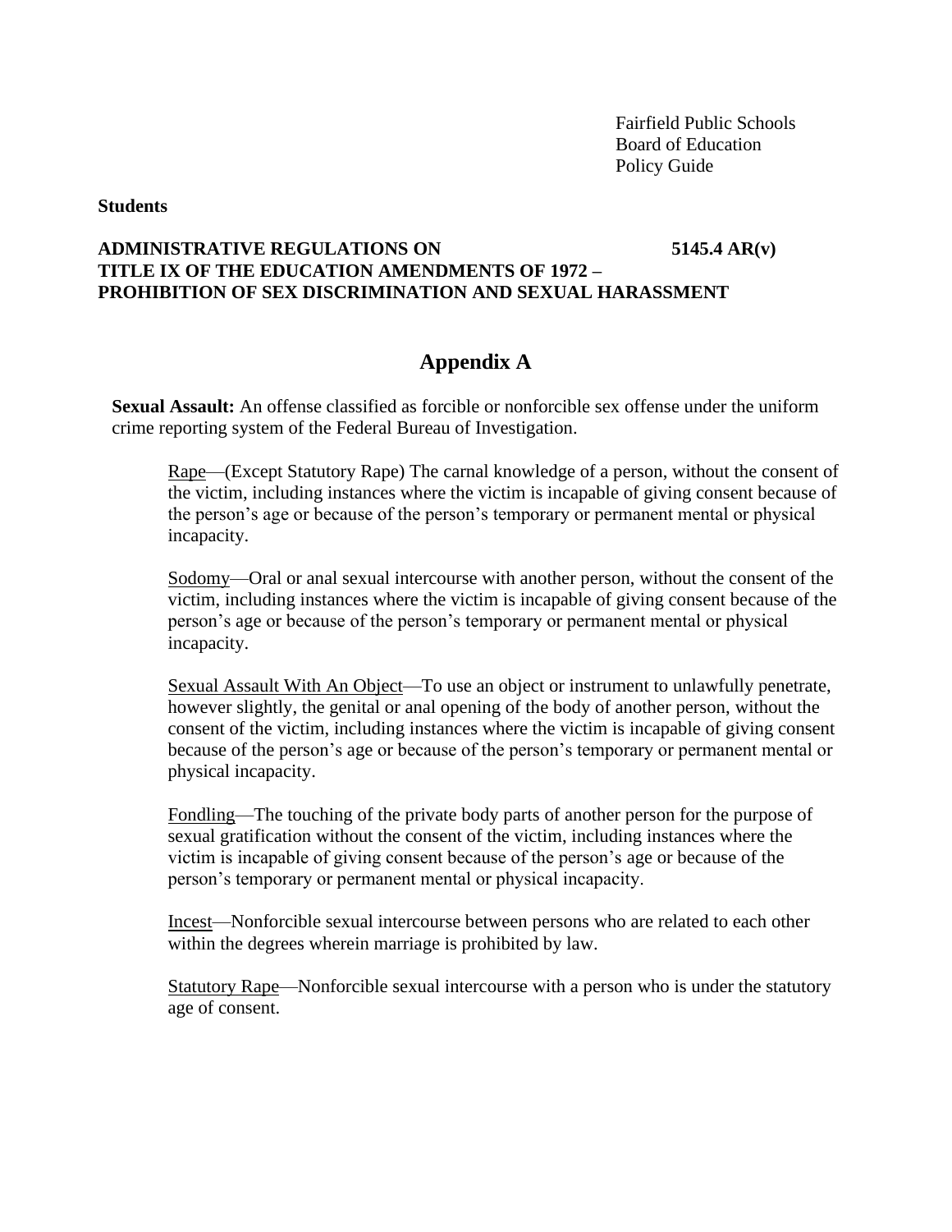Fairfield Public Schools
Board of Education
Policy Guide

**Students**

**ADMINISTRATIVE REGULATIONS ON TITLE IX OF THE EDUCATION AMENDMENTS OF 1972 – PROHIBITION OF SEX DISCRIMINATION AND SEXUAL HARASSMENT** **5145.4 AR(v)**

## Appendix A

**Sexual Assault:** An offense classified as forcible or nonforcible sex offense under the uniform crime reporting system of the Federal Bureau of Investigation.

Rape—(Except Statutory Rape) The carnal knowledge of a person, without the consent of the victim, including instances where the victim is incapable of giving consent because of the person's age or because of the person's temporary or permanent mental or physical incapacity.

Sodomy—Oral or anal sexual intercourse with another person, without the consent of the victim, including instances where the victim is incapable of giving consent because of the person's age or because of the person's temporary or permanent mental or physical incapacity.

Sexual Assault With An Object—To use an object or instrument to unlawfully penetrate, however slightly, the genital or anal opening of the body of another person, without the consent of the victim, including instances where the victim is incapable of giving consent because of the person's age or because of the person's temporary or permanent mental or physical incapacity.

Fondling—The touching of the private body parts of another person for the purpose of sexual gratification without the consent of the victim, including instances where the victim is incapable of giving consent because of the person's age or because of the person's temporary or permanent mental or physical incapacity.

Incest—Nonforcible sexual intercourse between persons who are related to each other within the degrees wherein marriage is prohibited by law.

Statutory Rape—Nonforcible sexual intercourse with a person who is under the statutory age of consent.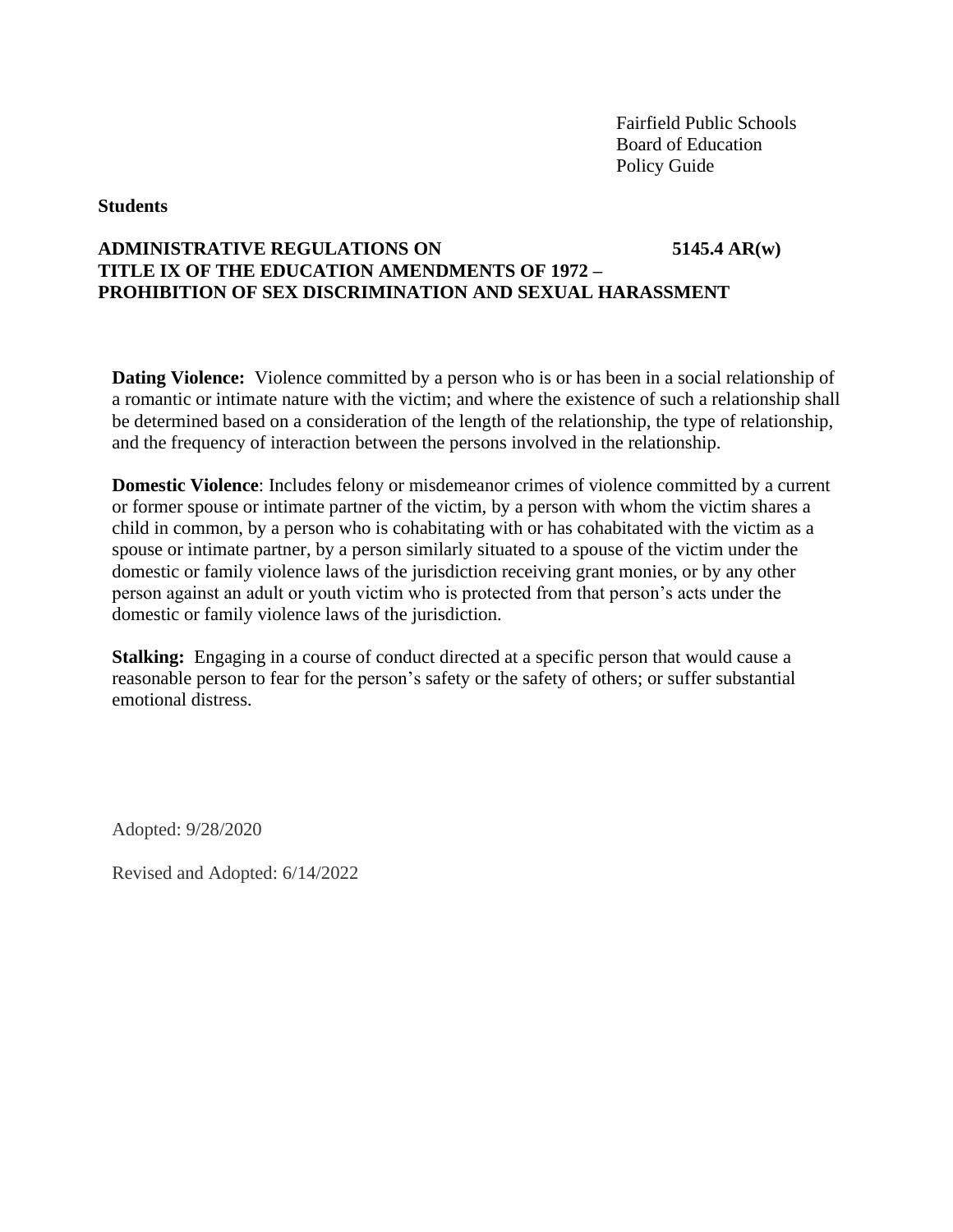**Dating Violence:** Violence committed by a person who is or has been in a social relationship of a romantic or intimate nature with the victim; and where the existence of such a relationship shall be determined based on a consideration of the length of the relationship, the type of relationship, and the frequency of interaction between the persons involved in the relationship.

**Domestic Violence**: Includes felony or misdemeanor crimes of violence committed by a current or former spouse or intimate partner of the victim, by a person with whom the victim shares a child in common, by a person who is cohabitating with or has cohabitated with the victim as a spouse or intimate partner, by a person similarly situated to a spouse of the victim under the domestic or family violence laws of the jurisdiction receiving grant monies, or by any other person against an adult or youth victim who is protected from that person's acts under the domestic or family violence laws of the jurisdiction.

**Stalking:** Engaging in a course of conduct directed at a specific person that would cause a reasonable person to fear for the person's safety or the safety of others; or suffer substantial emotional distress.

Adopted: 9/28/2020

Revised and Adopted: 6/14/2022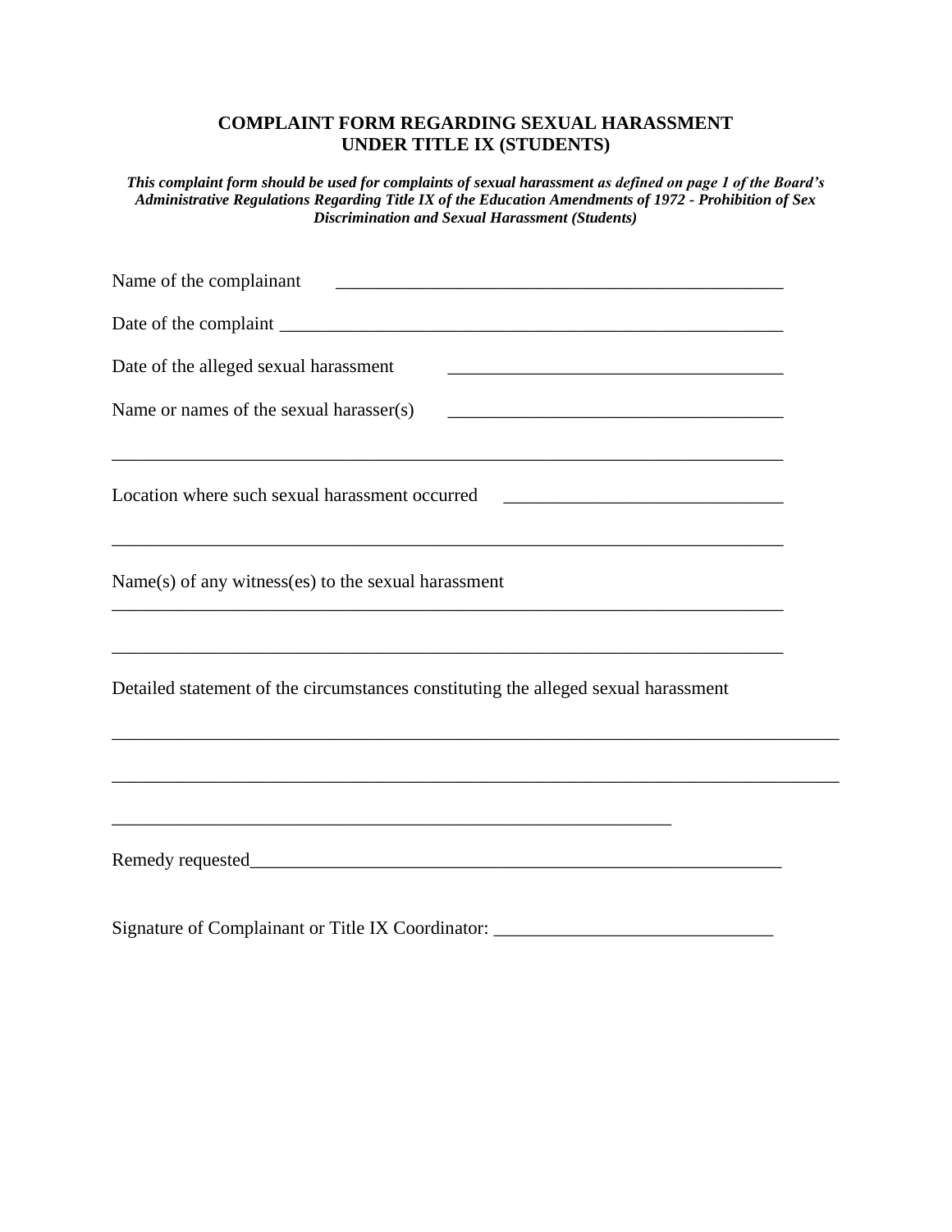**COMPLAINT FORM REGARDING SEXUAL HARASSMENT**
**UNDER TITLE IX (STUDENTS)**

***This complaint form should be used for complaints of sexual harassment as defined on page 1 of the Board's Administrative Regulations Regarding Title IX of the Education Amendments of 1972 - Prohibition of Sex Discrimination and Sexual Harassment (Students)***

Name of the complainant ________________________________________________

Date of the complaint _____________________________________________________

Date of the alleged sexual harassment ____________________________________

Name or names of the sexual harasser(s) ____________________________________

___________________________________________________________________________

Location where such sexual harassment occurred ____________________________

___________________________________________________________________________

Name(s) of any witness(es) to the sexual harassment

___________________________________________________________________________

___________________________________________________________________________

Detailed statement of the circumstances constituting the alleged sexual harassment

_______________________________________________________________________________

_______________________________________________________________________________

_____________________________________________________________

Remedy requested__________________________________________________________

Signature of Complainant or Title IX Coordinator: ______________________________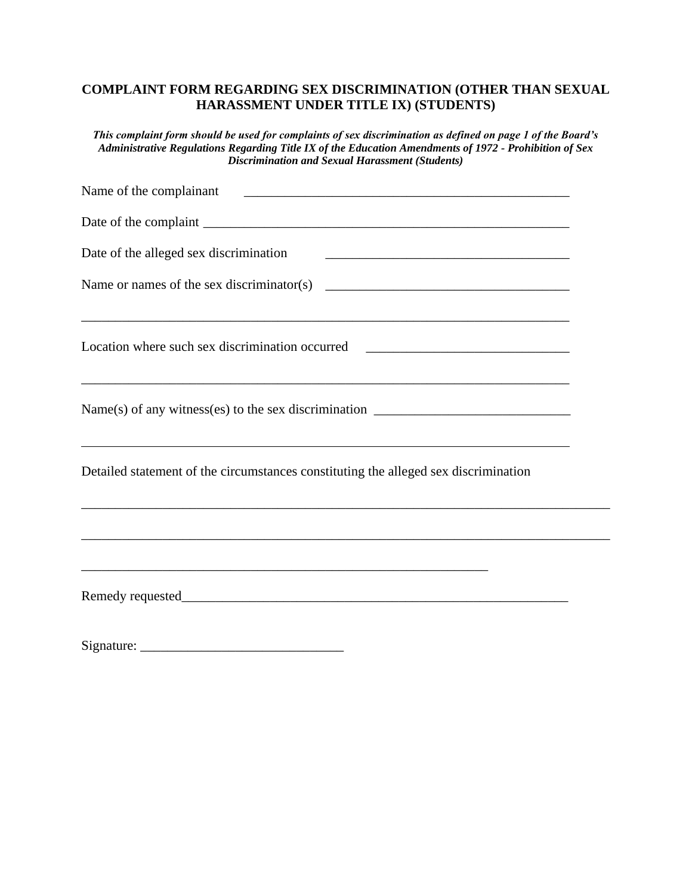**COMPLAINT FORM REGARDING SEX DISCRIMINATION (OTHER THAN SEXUAL HARASSMENT UNDER TITLE IX) (STUDENTS)**

***This complaint form should be used for complaints of sex discrimination as defined on page 1 of the Board's Administrative Regulations Regarding Title IX of the Education Amendments of 1972 - Prohibition of Sex Discrimination and Sexual Harassment (Students)***

Name of the complainant __________________________________________________

Date of the complaint ____________________________________________________

Date of the alleged sex discrimination ___________________________________

Name or names of the sex discriminator(s) ___________________________________

___________________________________________________________________________

Location where such sex discrimination occurred ______________________________

___________________________________________________________________________

Name(s) of any witness(es) to the sex discrimination _____________________________

___________________________________________________________________________

Detailed statement of the circumstances constituting the alleged sex discrimination

___________________________________________________________________________

___________________________________________________________________________

_______________________________________________________________

Remedy requested_________________________________________________________

Signature: ______________________________